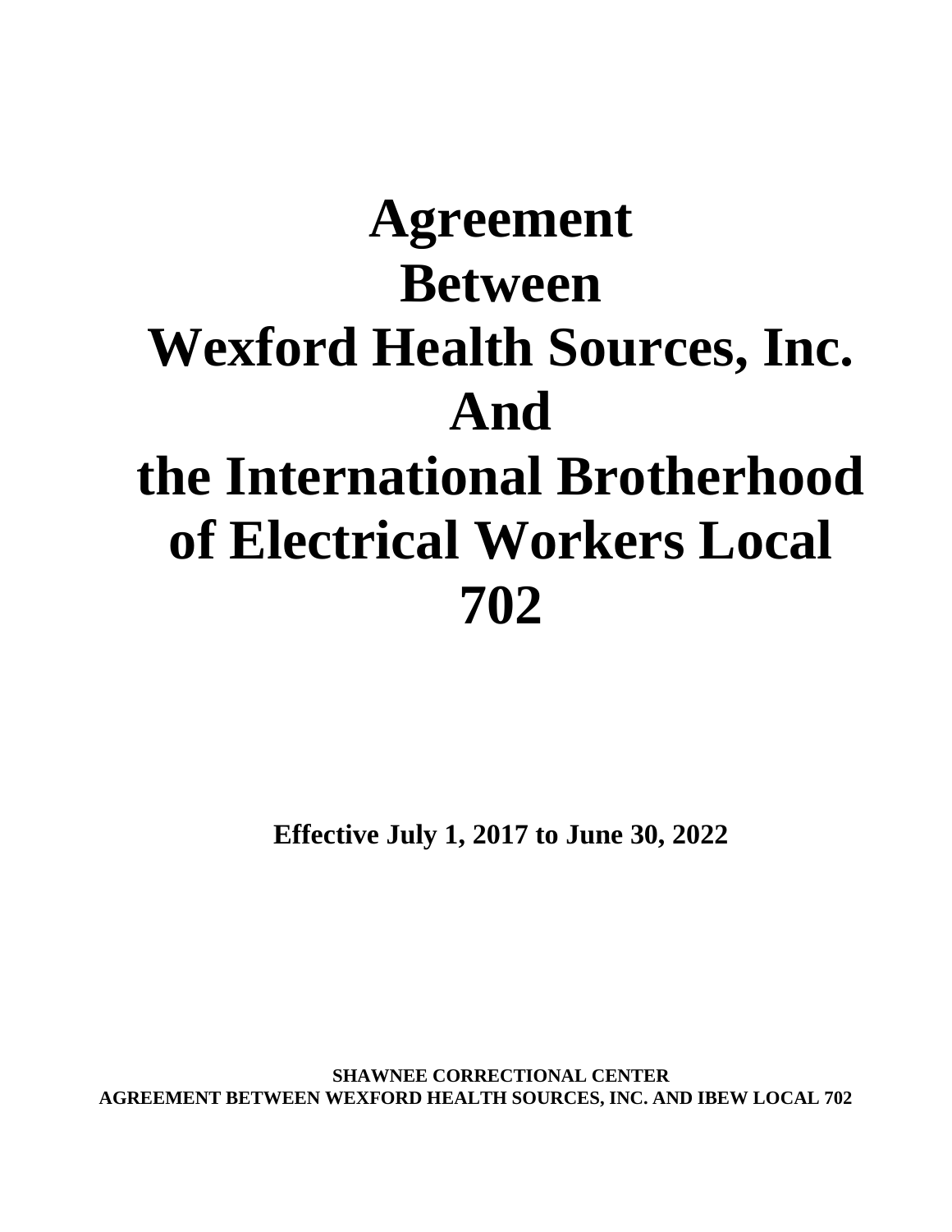# Agreement Between Wexford Health Sources, Inc. And the International Brotherhood of Electrical Workers Local 702

**Effective July 1, 2017 to June 30, 2022**

**SHAWNEE CORRECTIONAL CENTER**
**AGREEMENT BETWEEN WEXFORD HEALTH SOURCES, INC. AND IBEW LOCAL 702**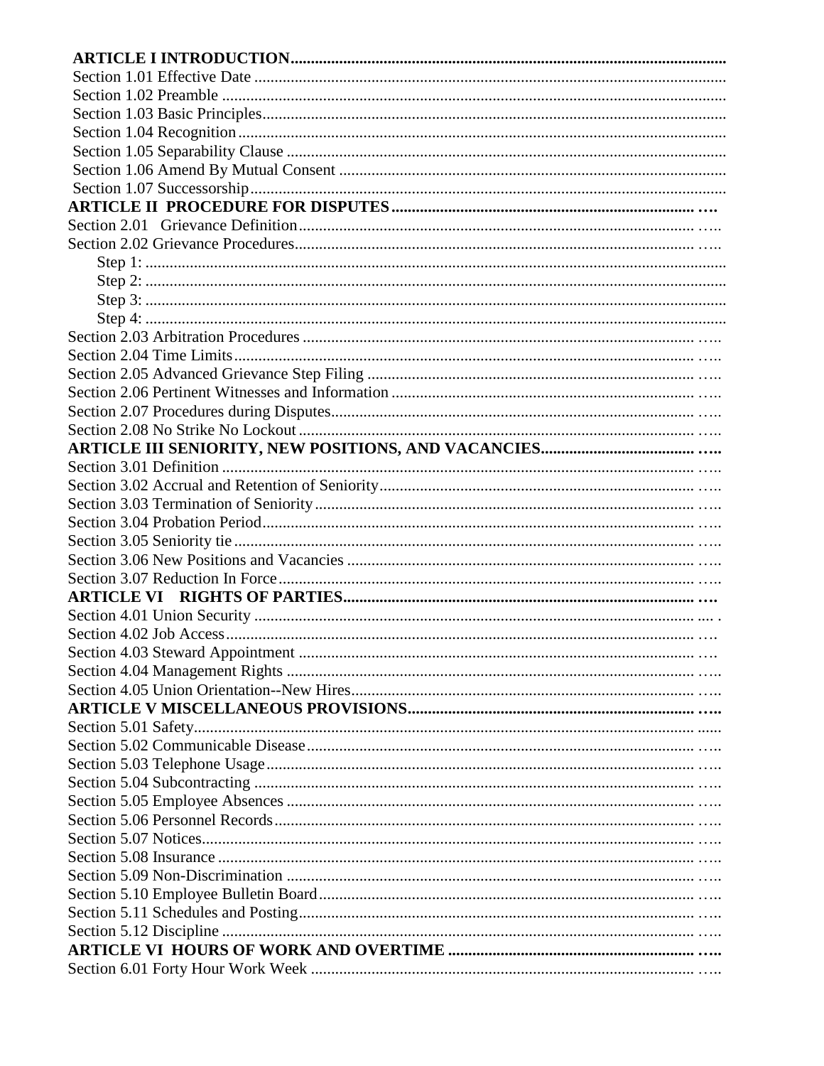**ARTICLE I INTRODUCTION**

Section 1.01 Effective Date

Section 1.02 Preamble

Section 1.03 Basic Principles

Section 1.04 Recognition

Section 1.05 Separability Clause

Section 1.06 Amend By Mutual Consent

Section 1.07 Successorship

**ARTICLE II PROCEDURE FOR DISPUTES**

Section 2.01 Grievance Definition

Section 2.02 Grievance Procedures

- Step 1:
- Step 2:
- Step 3:
- Step 4:

Section 2.03 Arbitration Procedures

Section 2.04 Time Limits

Section 2.05 Advanced Grievance Step Filing

Section 2.06 Pertinent Witnesses and Information

Section 2.07 Procedures during Disputes

Section 2.08 No Strike No Lockout

**ARTICLE III SENIORITY, NEW POSITIONS, AND VACANCIES**

Section 3.01 Definition

Section 3.02 Accrual and Retention of Seniority

Section 3.03 Termination of Seniority

Section 3.04 Probation Period

Section 3.05 Seniority tie

Section 3.06 New Positions and Vacancies

Section 3.07 Reduction In Force

**ARTICLE VI RIGHTS OF PARTIES**

Section 4.01 Union Security

Section 4.02 Job Access

Section 4.03 Steward Appointment

Section 4.04 Management Rights

Section 4.05 Union Orientation--New Hires

**ARTICLE V MISCELLANEOUS PROVISIONS**

Section 5.01 Safety

Section 5.02 Communicable Disease

Section 5.03 Telephone Usage

Section 5.04 Subcontracting

Section 5.05 Employee Absences

Section 5.06 Personnel Records

Section 5.07 Notices

Section 5.08 Insurance

Section 5.09 Non-Discrimination

Section 5.10 Employee Bulletin Board

Section 5.11 Schedules and Posting

Section 5.12 Discipline

**ARTICLE VI HOURS OF WORK AND OVERTIME**

Section 6.01 Forty Hour Work Week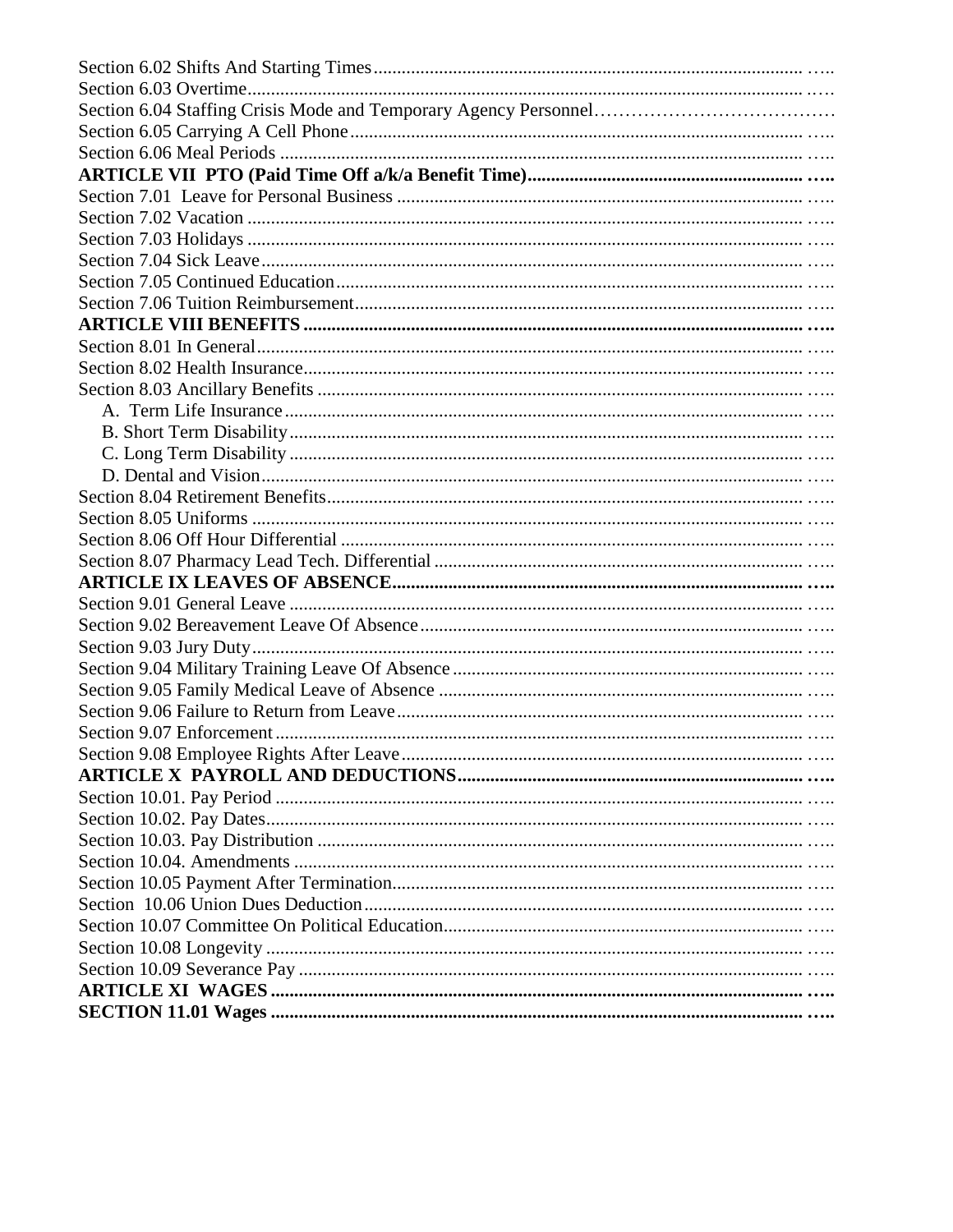Section 6.02 Shifts And Starting Times ….

Section 6.03 Overtime ….

Section 6.04 Staffing Crisis Mode and Temporary Agency Personnel

Section 6.05 Carrying A Cell Phone ….

Section 6.06 Meal Periods ….

**ARTICLE VII PTO (Paid Time Off a/k/a Benefit Time) ….**

Section 7.01 Leave for Personal Business ….

Section 7.02 Vacation ….

Section 7.03 Holidays ….

Section 7.04 Sick Leave ….

Section 7.05 Continued Education ….

Section 7.06 Tuition Reimbursement ….

**ARTICLE VIII BENEFITS ….**

Section 8.01 In General ….

Section 8.02 Health Insurance ….

Section 8.03 Ancillary Benefits ….

A. Term Life Insurance ….

B. Short Term Disability ….

C. Long Term Disability ….

D. Dental and Vision ….

Section 8.04 Retirement Benefits ….

Section 8.05 Uniforms ….

Section 8.06 Off Hour Differential ….

Section 8.07 Pharmacy Lead Tech. Differential ….

**ARTICLE IX LEAVES OF ABSENCE ….**

Section 9.01 General Leave ….

Section 9.02 Bereavement Leave Of Absence ….

Section 9.03 Jury Duty ….

Section 9.04 Military Training Leave Of Absence ….

Section 9.05 Family Medical Leave of Absence ….

Section 9.06 Failure to Return from Leave ….

Section 9.07 Enforcement ….

Section 9.08 Employee Rights After Leave ….

**ARTICLE X PAYROLL AND DEDUCTIONS ….**

Section 10.01. Pay Period ….

Section 10.02. Pay Dates ….

Section 10.03. Pay Distribution ….

Section 10.04. Amendments ….

Section 10.05 Payment After Termination ….

Section 10.06 Union Dues Deduction ….

Section 10.07 Committee On Political Education ….

Section 10.08 Longevity ….

Section 10.09 Severance Pay ….

**ARTICLE XI WAGES ….**

**SECTION 11.01 Wages ….**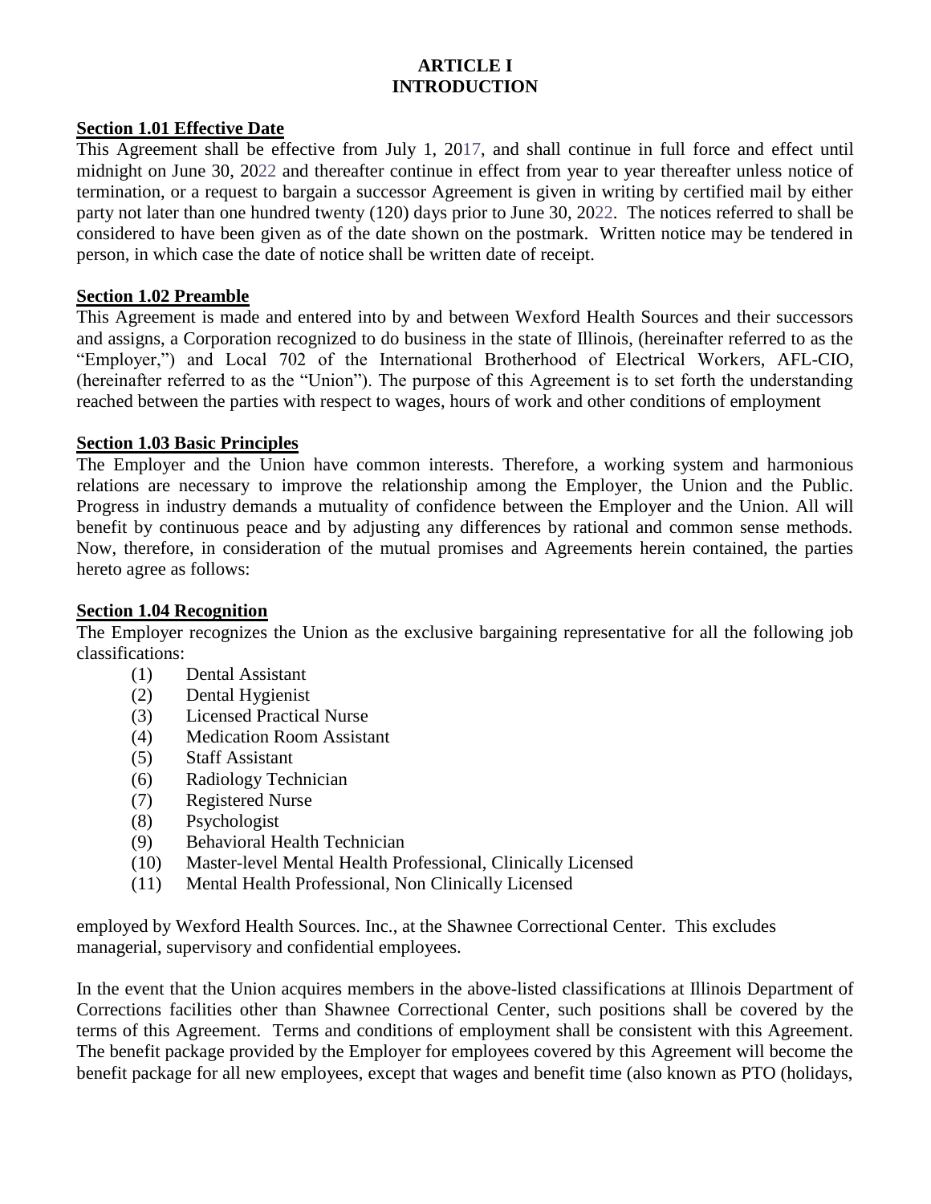# ARTICLE I
# INTRODUCTION

**Section 1.01 Effective Date**

This Agreement shall be effective from July 1, 2017, and shall continue in full force and effect until midnight on June 30, 2022 and thereafter continue in effect from year to year thereafter unless notice of termination, or a request to bargain a successor Agreement is given in writing by certified mail by either party not later than one hundred twenty (120) days prior to June 30, 2022. The notices referred to shall be considered to have been given as of the date shown on the postmark. Written notice may be tendered in person, in which case the date of notice shall be written date of receipt.

**Section 1.02 Preamble**

This Agreement is made and entered into by and between Wexford Health Sources and their successors and assigns, a Corporation recognized to do business in the state of Illinois, (hereinafter referred to as the "Employer,") and Local 702 of the International Brotherhood of Electrical Workers, AFL-CIO, (hereinafter referred to as the "Union"). The purpose of this Agreement is to set forth the understanding reached between the parties with respect to wages, hours of work and other conditions of employment

**Section 1.03 Basic Principles**

The Employer and the Union have common interests. Therefore, a working system and harmonious relations are necessary to improve the relationship among the Employer, the Union and the Public. Progress in industry demands a mutuality of confidence between the Employer and the Union. All will benefit by continuous peace and by adjusting any differences by rational and common sense methods. Now, therefore, in consideration of the mutual promises and Agreements herein contained, the parties hereto agree as follows:

**Section 1.04 Recognition**

The Employer recognizes the Union as the exclusive bargaining representative for all the following job classifications:

(1) Dental Assistant
(2) Dental Hygienist
(3) Licensed Practical Nurse
(4) Medication Room Assistant
(5) Staff Assistant
(6) Radiology Technician
(7) Registered Nurse
(8) Psychologist
(9) Behavioral Health Technician
(10) Master-level Mental Health Professional, Clinically Licensed
(11) Mental Health Professional, Non Clinically Licensed

employed by Wexford Health Sources. Inc., at the Shawnee Correctional Center. This excludes managerial, supervisory and confidential employees.

In the event that the Union acquires members in the above-listed classifications at Illinois Department of Corrections facilities other than Shawnee Correctional Center, such positions shall be covered by the terms of this Agreement. Terms and conditions of employment shall be consistent with this Agreement. The benefit package provided by the Employer for employees covered by this Agreement will become the benefit package for all new employees, except that wages and benefit time (also known as PTO (holidays,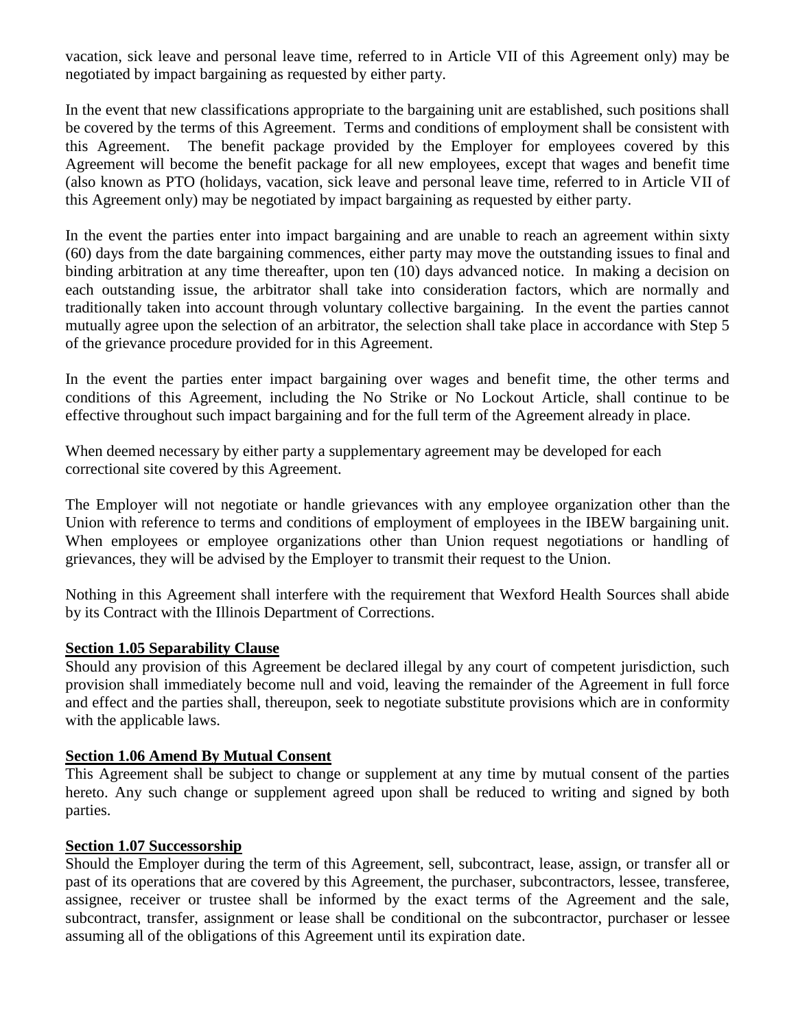vacation, sick leave and personal leave time, referred to in Article VII of this Agreement only) may be negotiated by impact bargaining as requested by either party.

In the event that new classifications appropriate to the bargaining unit are established, such positions shall be covered by the terms of this Agreement. Terms and conditions of employment shall be consistent with this Agreement. The benefit package provided by the Employer for employees covered by this Agreement will become the benefit package for all new employees, except that wages and benefit time (also known as PTO (holidays, vacation, sick leave and personal leave time, referred to in Article VII of this Agreement only) may be negotiated by impact bargaining as requested by either party.

In the event the parties enter into impact bargaining and are unable to reach an agreement within sixty (60) days from the date bargaining commences, either party may move the outstanding issues to final and binding arbitration at any time thereafter, upon ten (10) days advanced notice. In making a decision on each outstanding issue, the arbitrator shall take into consideration factors, which are normally and traditionally taken into account through voluntary collective bargaining. In the event the parties cannot mutually agree upon the selection of an arbitrator, the selection shall take place in accordance with Step 5 of the grievance procedure provided for in this Agreement.

In the event the parties enter impact bargaining over wages and benefit time, the other terms and conditions of this Agreement, including the No Strike or No Lockout Article, shall continue to be effective throughout such impact bargaining and for the full term of the Agreement already in place.

When deemed necessary by either party a supplementary agreement may be developed for each correctional site covered by this Agreement.

The Employer will not negotiate or handle grievances with any employee organization other than the Union with reference to terms and conditions of employment of employees in the IBEW bargaining unit. When employees or employee organizations other than Union request negotiations or handling of grievances, they will be advised by the Employer to transmit their request to the Union.

Nothing in this Agreement shall interfere with the requirement that Wexford Health Sources shall abide by its Contract with the Illinois Department of Corrections.

**Section 1.05 Separability Clause**

Should any provision of this Agreement be declared illegal by any court of competent jurisdiction, such provision shall immediately become null and void, leaving the remainder of the Agreement in full force and effect and the parties shall, thereupon, seek to negotiate substitute provisions which are in conformity with the applicable laws.

**Section 1.06 Amend By Mutual Consent**

This Agreement shall be subject to change or supplement at any time by mutual consent of the parties hereto. Any such change or supplement agreed upon shall be reduced to writing and signed by both parties.

**Section 1.07 Successorship**

Should the Employer during the term of this Agreement, sell, subcontract, lease, assign, or transfer all or past of its operations that are covered by this Agreement, the purchaser, subcontractors, lessee, transferee, assignee, receiver or trustee shall be informed by the exact terms of the Agreement and the sale, subcontract, transfer, assignment or lease shall be conditional on the subcontractor, purchaser or lessee assuming all of the obligations of this Agreement until its expiration date.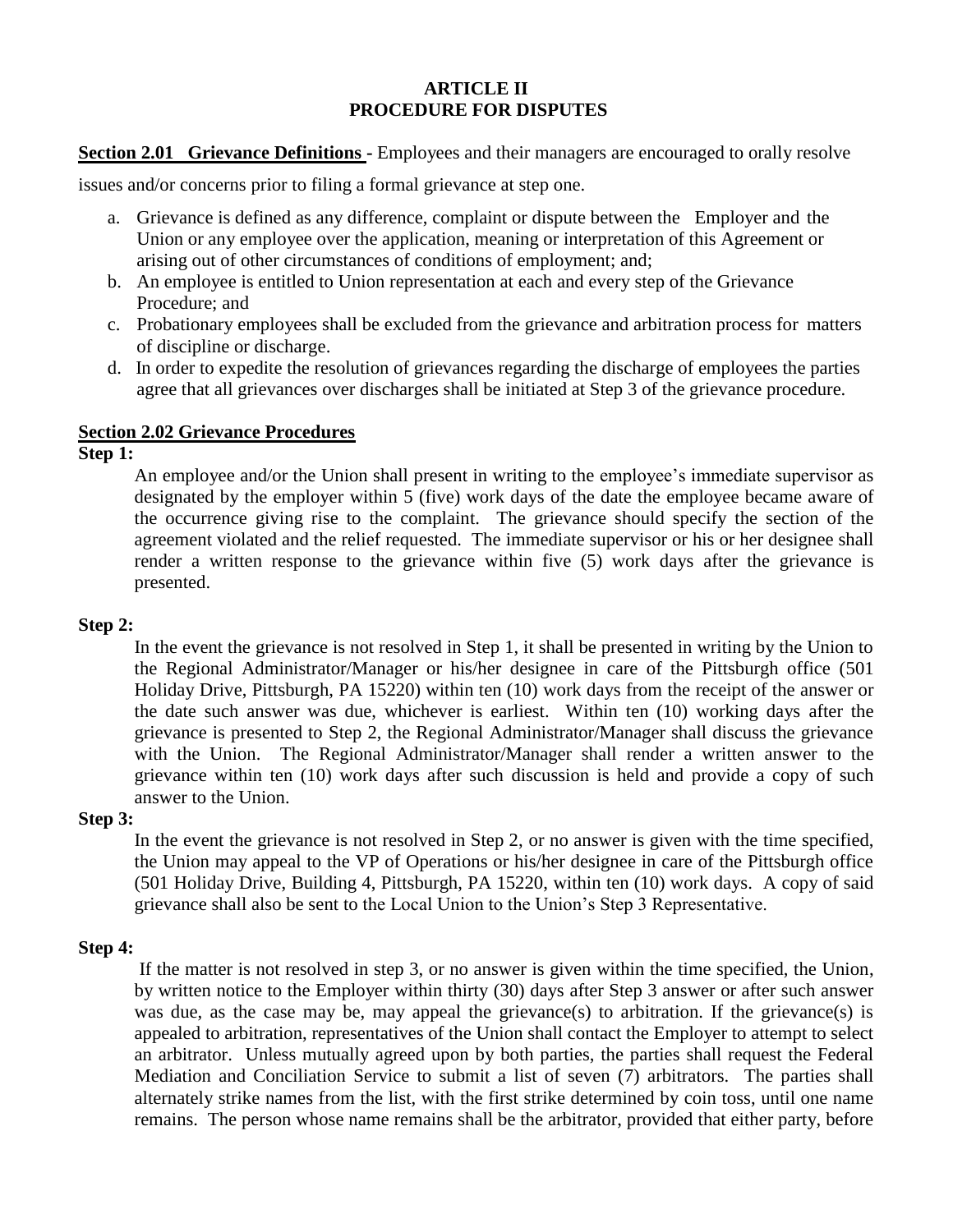# ARTICLE II
# PROCEDURE FOR DISPUTES

**Section 2.01 Grievance Definitions -** Employees and their managers are encouraged to orally resolve issues and/or concerns prior to filing a formal grievance at step one.

a. Grievance is defined as any difference, complaint or dispute between the Employer and the Union or any employee over the application, meaning or interpretation of this Agreement or arising out of other circumstances of conditions of employment; and;
b. An employee is entitled to Union representation at each and every step of the Grievance Procedure; and
c. Probationary employees shall be excluded from the grievance and arbitration process for matters of discipline or discharge.
d. In order to expedite the resolution of grievances regarding the discharge of employees the parties agree that all grievances over discharges shall be initiated at Step 3 of the grievance procedure.

**Section 2.02 Grievance Procedures**

**Step 1:**

An employee and/or the Union shall present in writing to the employee's immediate supervisor as designated by the employer within 5 (five) work days of the date the employee became aware of the occurrence giving rise to the complaint. The grievance should specify the section of the agreement violated and the relief requested. The immediate supervisor or his or her designee shall render a written response to the grievance within five (5) work days after the grievance is presented.

**Step 2:**

In the event the grievance is not resolved in Step 1, it shall be presented in writing by the Union to the Regional Administrator/Manager or his/her designee in care of the Pittsburgh office (501 Holiday Drive, Pittsburgh, PA 15220) within ten (10) work days from the receipt of the answer or the date such answer was due, whichever is earliest. Within ten (10) working days after the grievance is presented to Step 2, the Regional Administrator/Manager shall discuss the grievance with the Union. The Regional Administrator/Manager shall render a written answer to the grievance within ten (10) work days after such discussion is held and provide a copy of such answer to the Union.

**Step 3:**

In the event the grievance is not resolved in Step 2, or no answer is given with the time specified, the Union may appeal to the VP of Operations or his/her designee in care of the Pittsburgh office (501 Holiday Drive, Building 4, Pittsburgh, PA 15220, within ten (10) work days. A copy of said grievance shall also be sent to the Local Union to the Union's Step 3 Representative.

**Step 4:**

If the matter is not resolved in step 3, or no answer is given within the time specified, the Union, by written notice to the Employer within thirty (30) days after Step 3 answer or after such answer was due, as the case may be, may appeal the grievance(s) to arbitration. If the grievance(s) is appealed to arbitration, representatives of the Union shall contact the Employer to attempt to select an arbitrator. Unless mutually agreed upon by both parties, the parties shall request the Federal Mediation and Conciliation Service to submit a list of seven (7) arbitrators. The parties shall alternately strike names from the list, with the first strike determined by coin toss, until one name remains. The person whose name remains shall be the arbitrator, provided that either party, before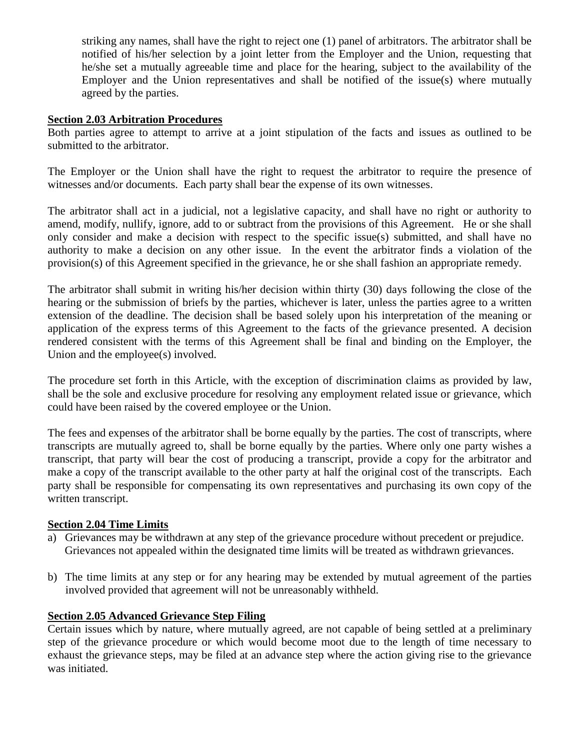striking any names, shall have the right to reject one (1) panel of arbitrators. The arbitrator shall be notified of his/her selection by a joint letter from the Employer and the Union, requesting that he/she set a mutually agreeable time and place for the hearing, subject to the availability of the Employer and the Union representatives and shall be notified of the issue(s) where mutually agreed by the parties.

**Section 2.03 Arbitration Procedures**

Both parties agree to attempt to arrive at a joint stipulation of the facts and issues as outlined to be submitted to the arbitrator.

The Employer or the Union shall have the right to request the arbitrator to require the presence of witnesses and/or documents. Each party shall bear the expense of its own witnesses.

The arbitrator shall act in a judicial, not a legislative capacity, and shall have no right or authority to amend, modify, nullify, ignore, add to or subtract from the provisions of this Agreement. He or she shall only consider and make a decision with respect to the specific issue(s) submitted, and shall have no authority to make a decision on any other issue. In the event the arbitrator finds a violation of the provision(s) of this Agreement specified in the grievance, he or she shall fashion an appropriate remedy.

The arbitrator shall submit in writing his/her decision within thirty (30) days following the close of the hearing or the submission of briefs by the parties, whichever is later, unless the parties agree to a written extension of the deadline. The decision shall be based solely upon his interpretation of the meaning or application of the express terms of this Agreement to the facts of the grievance presented. A decision rendered consistent with the terms of this Agreement shall be final and binding on the Employer, the Union and the employee(s) involved.

The procedure set forth in this Article, with the exception of discrimination claims as provided by law, shall be the sole and exclusive procedure for resolving any employment related issue or grievance, which could have been raised by the covered employee or the Union.

The fees and expenses of the arbitrator shall be borne equally by the parties. The cost of transcripts, where transcripts are mutually agreed to, shall be borne equally by the parties. Where only one party wishes a transcript, that party will bear the cost of producing a transcript, provide a copy for the arbitrator and make a copy of the transcript available to the other party at half the original cost of the transcripts. Each party shall be responsible for compensating its own representatives and purchasing its own copy of the written transcript.

**Section 2.04 Time Limits**

a) Grievances may be withdrawn at any step of the grievance procedure without precedent or prejudice. Grievances not appealed within the designated time limits will be treated as withdrawn grievances.

b) The time limits at any step or for any hearing may be extended by mutual agreement of the parties involved provided that agreement will not be unreasonably withheld.

**Section 2.05 Advanced Grievance Step Filing**

Certain issues which by nature, where mutually agreed, are not capable of being settled at a preliminary step of the grievance procedure or which would become moot due to the length of time necessary to exhaust the grievance steps, may be filed at an advance step where the action giving rise to the grievance was initiated.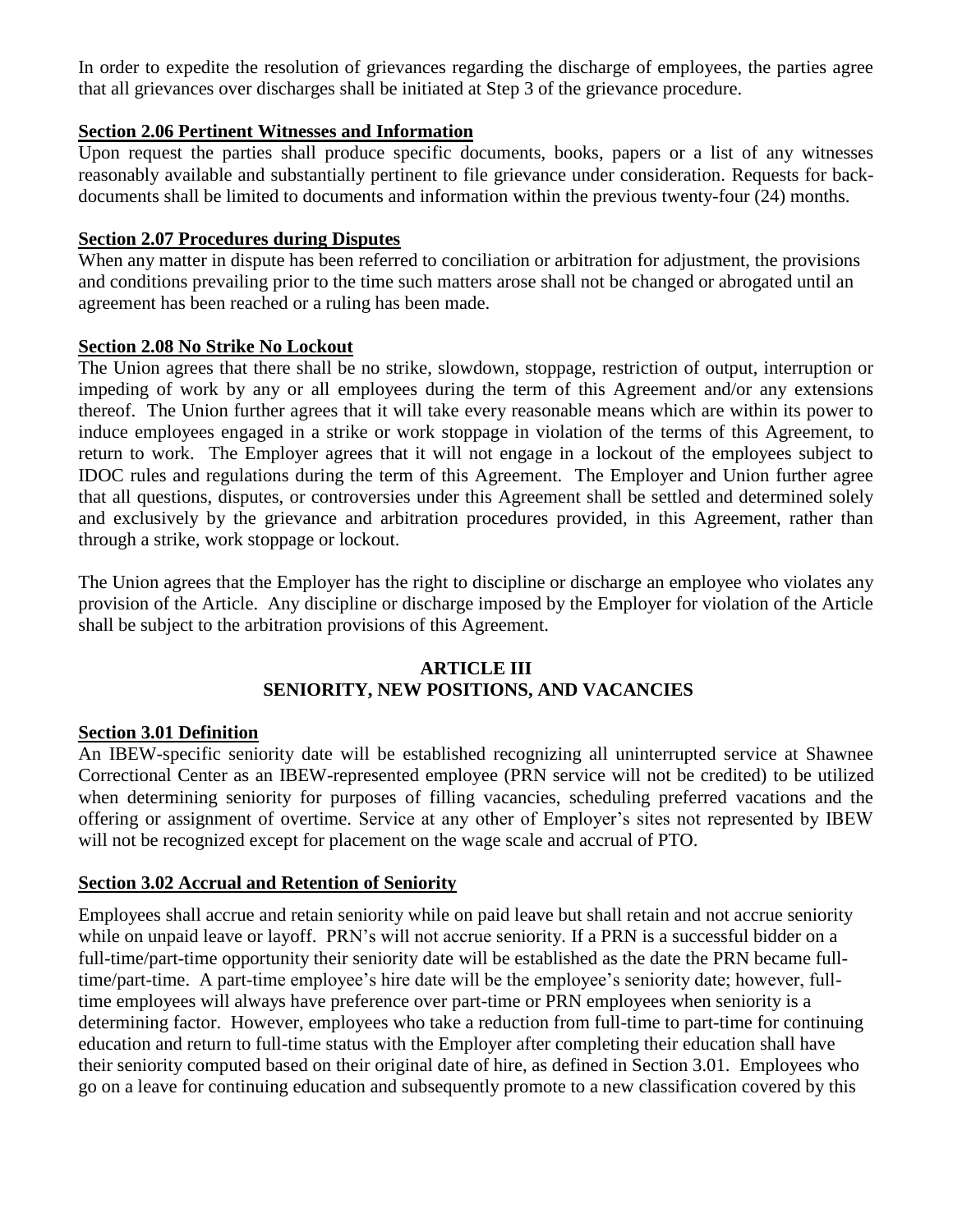In order to expedite the resolution of grievances regarding the discharge of employees, the parties agree that all grievances over discharges shall be initiated at Step 3 of the grievance procedure.

**Section 2.06 Pertinent Witnesses and Information**

Upon request the parties shall produce specific documents, books, papers or a list of any witnesses reasonably available and substantially pertinent to file grievance under consideration. Requests for back-documents shall be limited to documents and information within the previous twenty-four (24) months.

**Section 2.07 Procedures during Disputes**

When any matter in dispute has been referred to conciliation or arbitration for adjustment, the provisions and conditions prevailing prior to the time such matters arose shall not be changed or abrogated until an agreement has been reached or a ruling has been made.

**Section 2.08 No Strike No Lockout**

The Union agrees that there shall be no strike, slowdown, stoppage, restriction of output, interruption or impeding of work by any or all employees during the term of this Agreement and/or any extensions thereof. The Union further agrees that it will take every reasonable means which are within its power to induce employees engaged in a strike or work stoppage in violation of the terms of this Agreement, to return to work. The Employer agrees that it will not engage in a lockout of the employees subject to IDOC rules and regulations during the term of this Agreement. The Employer and Union further agree that all questions, disputes, or controversies under this Agreement shall be settled and determined solely and exclusively by the grievance and arbitration procedures provided, in this Agreement, rather than through a strike, work stoppage or lockout.

The Union agrees that the Employer has the right to discipline or discharge an employee who violates any provision of the Article. Any discipline or discharge imposed by the Employer for violation of the Article shall be subject to the arbitration provisions of this Agreement.

## ARTICLE III
## SENIORITY, NEW POSITIONS, AND VACANCIES

**Section 3.01 Definition**

An IBEW-specific seniority date will be established recognizing all uninterrupted service at Shawnee Correctional Center as an IBEW-represented employee (PRN service will not be credited) to be utilized when determining seniority for purposes of filling vacancies, scheduling preferred vacations and the offering or assignment of overtime. Service at any other of Employer's sites not represented by IBEW will not be recognized except for placement on the wage scale and accrual of PTO.

**Section 3.02 Accrual and Retention of Seniority**

Employees shall accrue and retain seniority while on paid leave but shall retain and not accrue seniority while on unpaid leave or layoff. PRN's will not accrue seniority. If a PRN is a successful bidder on a full-time/part-time opportunity their seniority date will be established as the date the PRN became full-time/part-time. A part-time employee's hire date will be the employee's seniority date; however, full-time employees will always have preference over part-time or PRN employees when seniority is a determining factor. However, employees who take a reduction from full-time to part-time for continuing education and return to full-time status with the Employer after completing their education shall have their seniority computed based on their original date of hire, as defined in Section 3.01. Employees who go on a leave for continuing education and subsequently promote to a new classification covered by this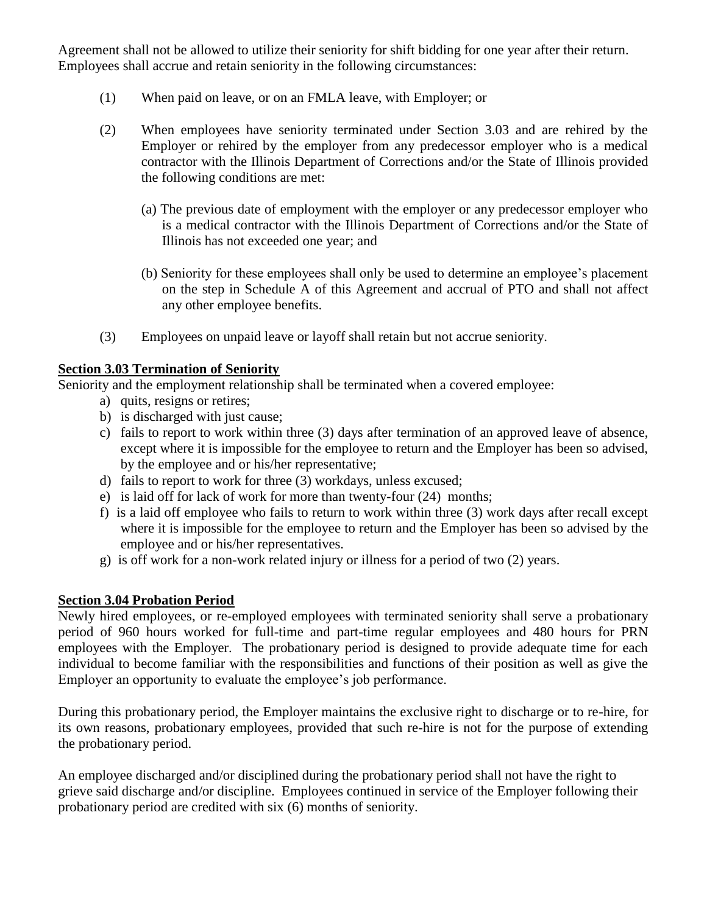Agreement shall not be allowed to utilize their seniority for shift bidding for one year after their return. Employees shall accrue and retain seniority in the following circumstances:

(1) When paid on leave, or on an FMLA leave, with Employer; or

(2) When employees have seniority terminated under Section 3.03 and are rehired by the Employer or rehired by the employer from any predecessor employer who is a medical contractor with the Illinois Department of Corrections and/or the State of Illinois provided the following conditions are met:

(a) The previous date of employment with the employer or any predecessor employer who is a medical contractor with the Illinois Department of Corrections and/or the State of Illinois has not exceeded one year; and

(b) Seniority for these employees shall only be used to determine an employee's placement on the step in Schedule A of this Agreement and accrual of PTO and shall not affect any other employee benefits.

(3) Employees on unpaid leave or layoff shall retain but not accrue seniority.

**Section 3.03 Termination of Seniority**

Seniority and the employment relationship shall be terminated when a covered employee:

a) quits, resigns or retires;
b) is discharged with just cause;
c) fails to report to work within three (3) days after termination of an approved leave of absence, except where it is impossible for the employee to return and the Employer has been so advised, by the employee and or his/her representative;
d) fails to report to work for three (3) workdays, unless excused;
e) is laid off for lack of work for more than twenty-four (24) months;
f) is a laid off employee who fails to return to work within three (3) work days after recall except where it is impossible for the employee to return and the Employer has been so advised by the employee and or his/her representatives.
g) is off work for a non-work related injury or illness for a period of two (2) years.

**Section 3.04 Probation Period**

Newly hired employees, or re-employed employees with terminated seniority shall serve a probationary period of 960 hours worked for full-time and part-time regular employees and 480 hours for PRN employees with the Employer. The probationary period is designed to provide adequate time for each individual to become familiar with the responsibilities and functions of their position as well as give the Employer an opportunity to evaluate the employee's job performance.

During this probationary period, the Employer maintains the exclusive right to discharge or to re-hire, for its own reasons, probationary employees, provided that such re-hire is not for the purpose of extending the probationary period.

An employee discharged and/or disciplined during the probationary period shall not have the right to grieve said discharge and/or discipline. Employees continued in service of the Employer following their probationary period are credited with six (6) months of seniority.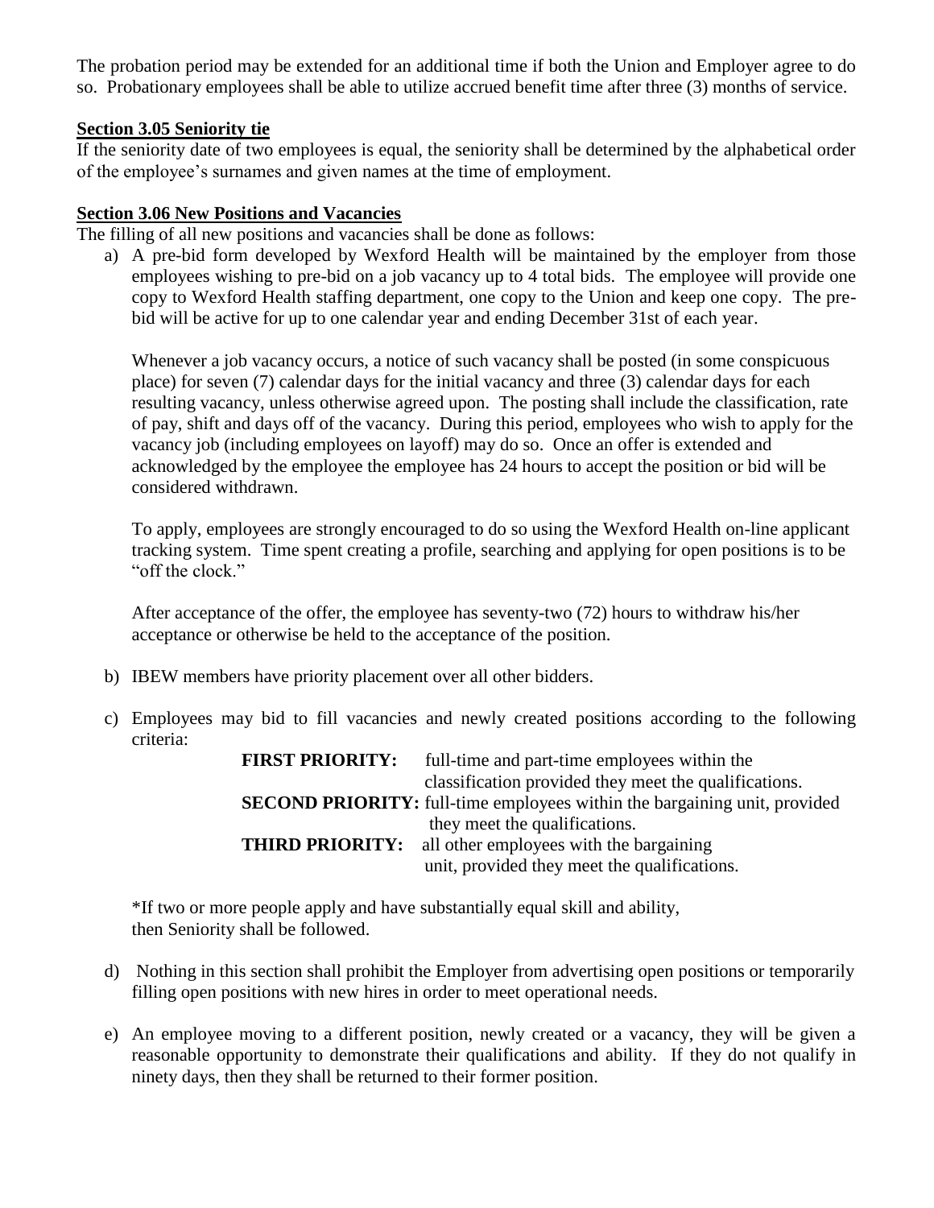The probation period may be extended for an additional time if both the Union and Employer agree to do so. Probationary employees shall be able to utilize accrued benefit time after three (3) months of service.

**Section 3.05 Seniority tie**

If the seniority date of two employees is equal, the seniority shall be determined by the alphabetical order of the employee's surnames and given names at the time of employment.

**Section 3.06 New Positions and Vacancies**

The filling of all new positions and vacancies shall be done as follows:

a) A pre-bid form developed by Wexford Health will be maintained by the employer from those employees wishing to pre-bid on a job vacancy up to 4 total bids. The employee will provide one copy to Wexford Health staffing department, one copy to the Union and keep one copy. The pre-bid will be active for up to one calendar year and ending December 31st of each year.

   Whenever a job vacancy occurs, a notice of such vacancy shall be posted (in some conspicuous place) for seven (7) calendar days for the initial vacancy and three (3) calendar days for each resulting vacancy, unless otherwise agreed upon. The posting shall include the classification, rate of pay, shift and days off of the vacancy. During this period, employees who wish to apply for the vacancy job (including employees on layoff) may do so. Once an offer is extended and acknowledged by the employee the employee has 24 hours to accept the position or bid will be considered withdrawn.

   To apply, employees are strongly encouraged to do so using the Wexford Health on-line applicant tracking system. Time spent creating a profile, searching and applying for open positions is to be "off the clock."

   After acceptance of the offer, the employee has seventy-two (72) hours to withdraw his/her acceptance or otherwise be held to the acceptance of the position.

b) IBEW members have priority placement over all other bidders.

c) Employees may bid to fill vacancies and newly created positions according to the following criteria:

   **FIRST PRIORITY:** full-time and part-time employees within the classification provided they meet the qualifications.

   **SECOND PRIORITY:** full-time employees within the bargaining unit, provided they meet the qualifications.

   **THIRD PRIORITY:** all other employees with the bargaining unit, provided they meet the qualifications.

   *If two or more people apply and have substantially equal skill and ability, then Seniority shall be followed.

d) Nothing in this section shall prohibit the Employer from advertising open positions or temporarily filling open positions with new hires in order to meet operational needs.

e) An employee moving to a different position, newly created or a vacancy, they will be given a reasonable opportunity to demonstrate their qualifications and ability. If they do not qualify in ninety days, then they shall be returned to their former position.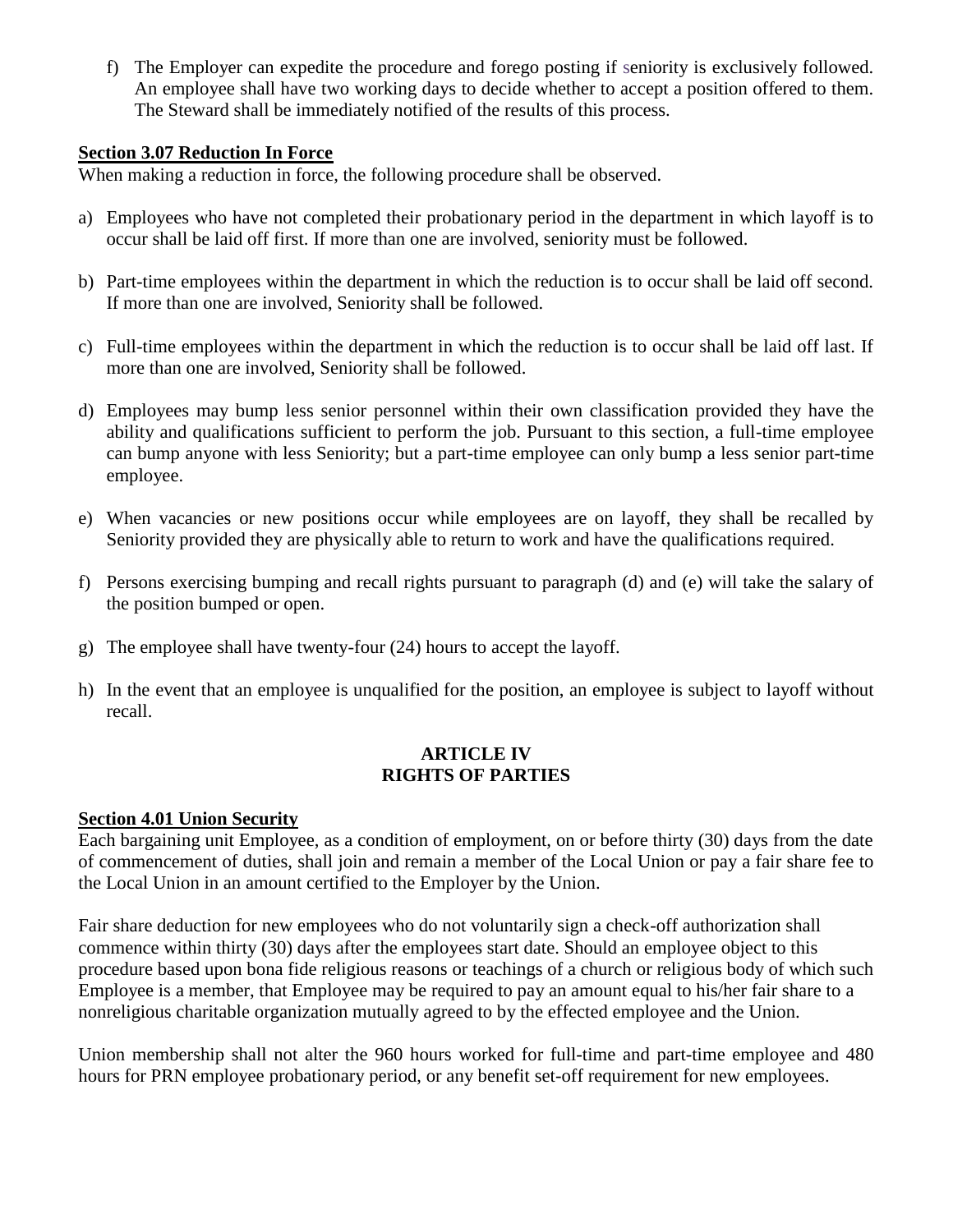f) The Employer can expedite the procedure and forego posting if seniority is exclusively followed. An employee shall have two working days to decide whether to accept a position offered to them. The Steward shall be immediately notified of the results of this process.

**Section 3.07 Reduction In Force**

When making a reduction in force, the following procedure shall be observed.

a) Employees who have not completed their probationary period in the department in which layoff is to occur shall be laid off first. If more than one are involved, seniority must be followed.

b) Part-time employees within the department in which the reduction is to occur shall be laid off second. If more than one are involved, Seniority shall be followed.

c) Full-time employees within the department in which the reduction is to occur shall be laid off last. If more than one are involved, Seniority shall be followed.

d) Employees may bump less senior personnel within their own classification provided they have the ability and qualifications sufficient to perform the job. Pursuant to this section, a full-time employee can bump anyone with less Seniority; but a part-time employee can only bump a less senior part-time employee.

e) When vacancies or new positions occur while employees are on layoff, they shall be recalled by Seniority provided they are physically able to return to work and have the qualifications required.

f) Persons exercising bumping and recall rights pursuant to paragraph (d) and (e) will take the salary of the position bumped or open.

g) The employee shall have twenty-four (24) hours to accept the layoff.

h) In the event that an employee is unqualified for the position, an employee is subject to layoff without recall.

## ARTICLE IV
## RIGHTS OF PARTIES

**Section 4.01 Union Security**

Each bargaining unit Employee, as a condition of employment, on or before thirty (30) days from the date of commencement of duties, shall join and remain a member of the Local Union or pay a fair share fee to the Local Union in an amount certified to the Employer by the Union.

Fair share deduction for new employees who do not voluntarily sign a check-off authorization shall commence within thirty (30) days after the employees start date. Should an employee object to this procedure based upon bona fide religious reasons or teachings of a church or religious body of which such Employee is a member, that Employee may be required to pay an amount equal to his/her fair share to a nonreligious charitable organization mutually agreed to by the effected employee and the Union.

Union membership shall not alter the 960 hours worked for full-time and part-time employee and 480 hours for PRN employee probationary period, or any benefit set-off requirement for new employees.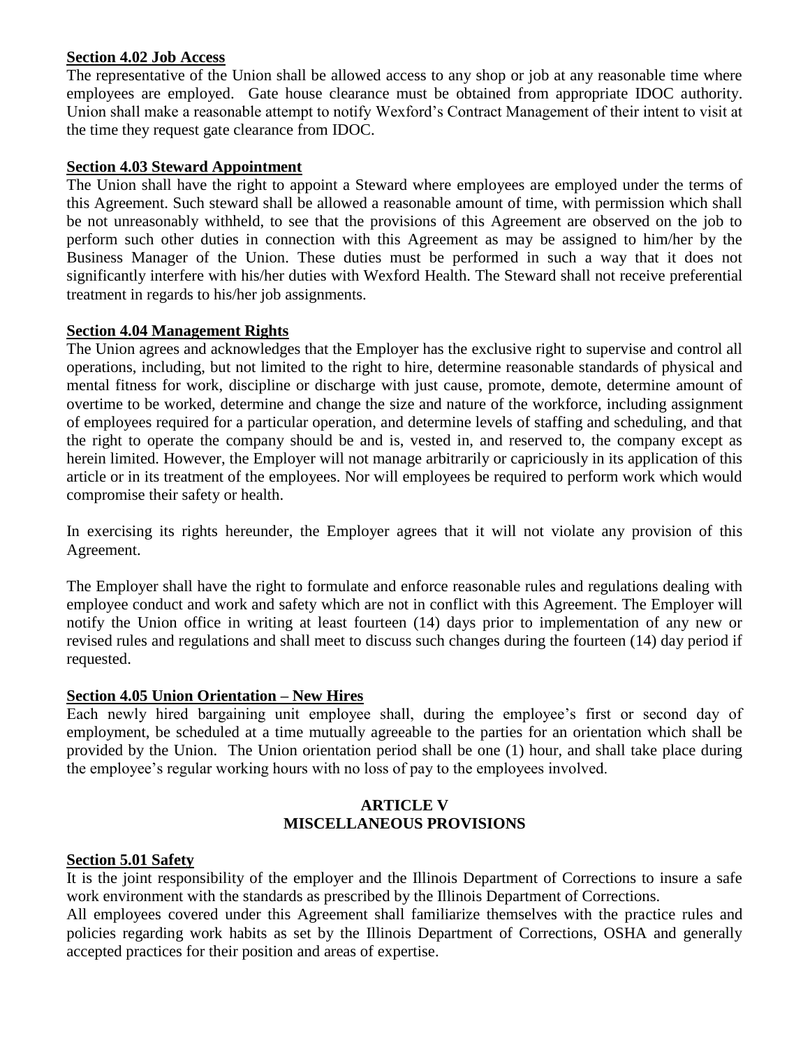**Section 4.02 Job Access**

The representative of the Union shall be allowed access to any shop or job at any reasonable time where employees are employed. Gate house clearance must be obtained from appropriate IDOC authority. Union shall make a reasonable attempt to notify Wexford's Contract Management of their intent to visit at the time they request gate clearance from IDOC.

**Section 4.03 Steward Appointment**

The Union shall have the right to appoint a Steward where employees are employed under the terms of this Agreement. Such steward shall be allowed a reasonable amount of time, with permission which shall be not unreasonably withheld, to see that the provisions of this Agreement are observed on the job to perform such other duties in connection with this Agreement as may be assigned to him/her by the Business Manager of the Union. These duties must be performed in such a way that it does not significantly interfere with his/her duties with Wexford Health. The Steward shall not receive preferential treatment in regards to his/her job assignments.

**Section 4.04 Management Rights**

The Union agrees and acknowledges that the Employer has the exclusive right to supervise and control all operations, including, but not limited to the right to hire, determine reasonable standards of physical and mental fitness for work, discipline or discharge with just cause, promote, demote, determine amount of overtime to be worked, determine and change the size and nature of the workforce, including assignment of employees required for a particular operation, and determine levels of staffing and scheduling, and that the right to operate the company should be and is, vested in, and reserved to, the company except as herein limited. However, the Employer will not manage arbitrarily or capriciously in its application of this article or in its treatment of the employees. Nor will employees be required to perform work which would compromise their safety or health.

In exercising its rights hereunder, the Employer agrees that it will not violate any provision of this Agreement.

The Employer shall have the right to formulate and enforce reasonable rules and regulations dealing with employee conduct and work and safety which are not in conflict with this Agreement. The Employer will notify the Union office in writing at least fourteen (14) days prior to implementation of any new or revised rules and regulations and shall meet to discuss such changes during the fourteen (14) day period if requested.

**Section 4.05 Union Orientation – New Hires**

Each newly hired bargaining unit employee shall, during the employee's first or second day of employment, be scheduled at a time mutually agreeable to the parties for an orientation which shall be provided by the Union. The Union orientation period shall be one (1) hour, and shall take place during the employee's regular working hours with no loss of pay to the employees involved.

## ARTICLE V
## MISCELLANEOUS PROVISIONS

**Section 5.01 Safety**

It is the joint responsibility of the employer and the Illinois Department of Corrections to insure a safe work environment with the standards as prescribed by the Illinois Department of Corrections.

All employees covered under this Agreement shall familiarize themselves with the practice rules and policies regarding work habits as set by the Illinois Department of Corrections, OSHA and generally accepted practices for their position and areas of expertise.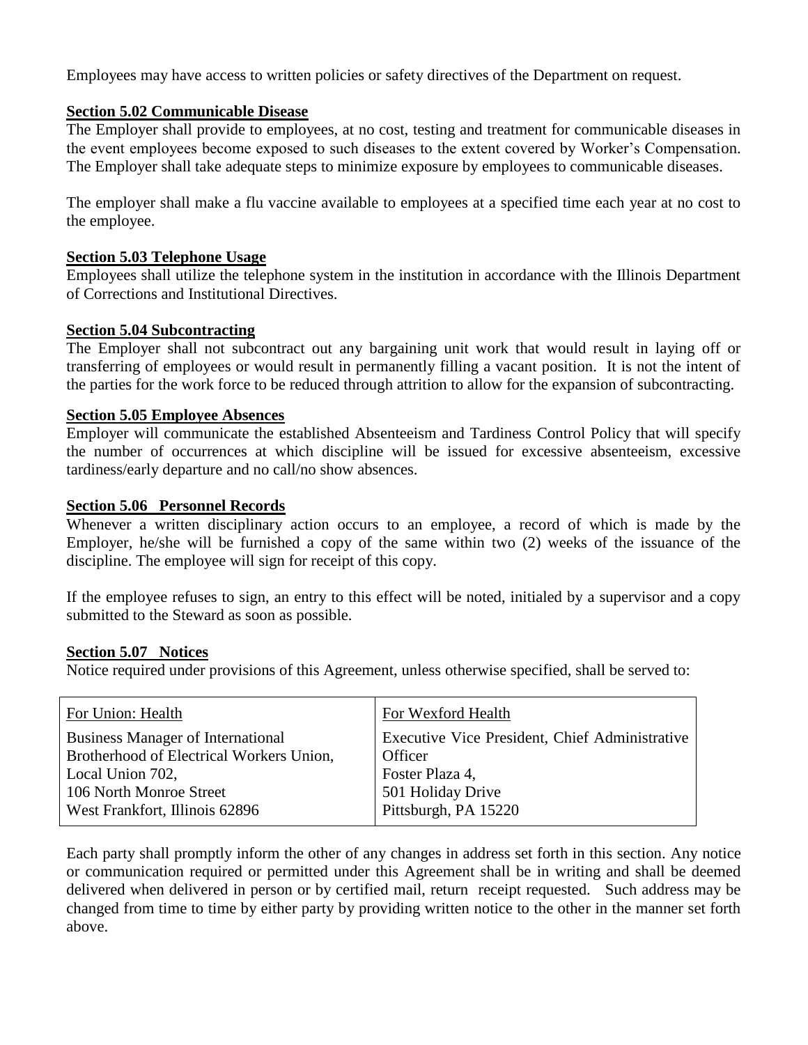Employees may have access to written policies or safety directives of the Department on request.

### Section 5.02 Communicable Disease

The Employer shall provide to employees, at no cost, testing and treatment for communicable diseases in the event employees become exposed to such diseases to the extent covered by Worker's Compensation. The Employer shall take adequate steps to minimize exposure by employees to communicable diseases.

The employer shall make a flu vaccine available to employees at a specified time each year at no cost to the employee.

### Section 5.03 Telephone Usage

Employees shall utilize the telephone system in the institution in accordance with the Illinois Department of Corrections and Institutional Directives.

### Section 5.04 Subcontracting

The Employer shall not subcontract out any bargaining unit work that would result in laying off or transferring of employees or would result in permanently filling a vacant position. It is not the intent of the parties for the work force to be reduced through attrition to allow for the expansion of subcontracting.

### Section 5.05 Employee Absences

Employer will communicate the established Absenteeism and Tardiness Control Policy that will specify the number of occurrences at which discipline will be issued for excessive absenteeism, excessive tardiness/early departure and no call/no show absences.

### Section 5.06 Personnel Records

Whenever a written disciplinary action occurs to an employee, a record of which is made by the Employer, he/she will be furnished a copy of the same within two (2) weeks of the issuance of the discipline. The employee will sign for receipt of this copy.

If the employee refuses to sign, an entry to this effect will be noted, initialed by a supervisor and a copy submitted to the Steward as soon as possible.

### Section 5.07 Notices

Notice required under provisions of this Agreement, unless otherwise specified, shall be served to:

| For Union: Health | For Wexford Health |
|---|---|
| Business Manager of International Brotherhood of Electrical Workers Union, Local Union 702, 106 North Monroe Street West Frankfort, Illinois 62896 | Executive Vice President, Chief Administrative Officer Foster Plaza 4, 501 Holiday Drive Pittsburgh, PA 15220 |

Each party shall promptly inform the other of any changes in address set forth in this section. Any notice or communication required or permitted under this Agreement shall be in writing and shall be deemed delivered when delivered in person or by certified mail, return receipt requested. Such address may be changed from time to time by either party by providing written notice to the other in the manner set forth above.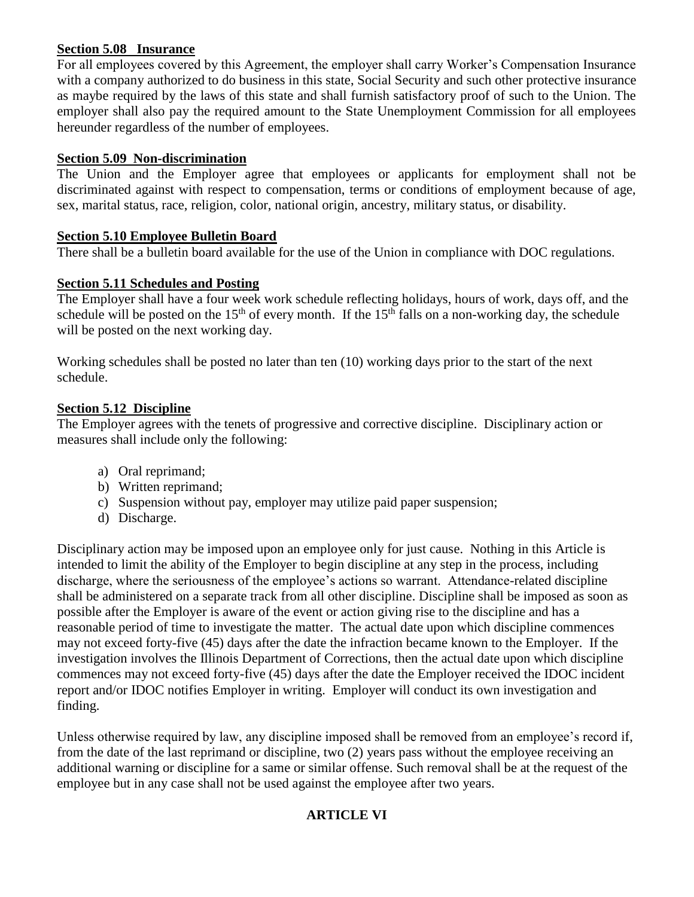**Section 5.08 Insurance**

For all employees covered by this Agreement, the employer shall carry Worker's Compensation Insurance with a company authorized to do business in this state, Social Security and such other protective insurance as maybe required by the laws of this state and shall furnish satisfactory proof of such to the Union. The employer shall also pay the required amount to the State Unemployment Commission for all employees hereunder regardless of the number of employees.

**Section 5.09 Non-discrimination**

The Union and the Employer agree that employees or applicants for employment shall not be discriminated against with respect to compensation, terms or conditions of employment because of age, sex, marital status, race, religion, color, national origin, ancestry, military status, or disability.

**Section 5.10 Employee Bulletin Board**

There shall be a bulletin board available for the use of the Union in compliance with DOC regulations.

**Section 5.11 Schedules and Posting**

The Employer shall have a four week work schedule reflecting holidays, hours of work, days off, and the schedule will be posted on the 15th of every month. If the 15th falls on a non-working day, the schedule will be posted on the next working day.

Working schedules shall be posted no later than ten (10) working days prior to the start of the next schedule.

**Section 5.12 Discipline**

The Employer agrees with the tenets of progressive and corrective discipline. Disciplinary action or measures shall include only the following:

a) Oral reprimand;
b) Written reprimand;
c) Suspension without pay, employer may utilize paid paper suspension;
d) Discharge.

Disciplinary action may be imposed upon an employee only for just cause. Nothing in this Article is intended to limit the ability of the Employer to begin discipline at any step in the process, including discharge, where the seriousness of the employee's actions so warrant. Attendance-related discipline shall be administered on a separate track from all other discipline. Discipline shall be imposed as soon as possible after the Employer is aware of the event or action giving rise to the discipline and has a reasonable period of time to investigate the matter. The actual date upon which discipline commences may not exceed forty-five (45) days after the date the infraction became known to the Employer. If the investigation involves the Illinois Department of Corrections, then the actual date upon which discipline commences may not exceed forty-five (45) days after the date the Employer received the IDOC incident report and/or IDOC notifies Employer in writing. Employer will conduct its own investigation and finding.

Unless otherwise required by law, any discipline imposed shall be removed from an employee's record if, from the date of the last reprimand or discipline, two (2) years pass without the employee receiving an additional warning or discipline for a same or similar offense. Such removal shall be at the request of the employee but in any case shall not be used against the employee after two years.

## ARTICLE VI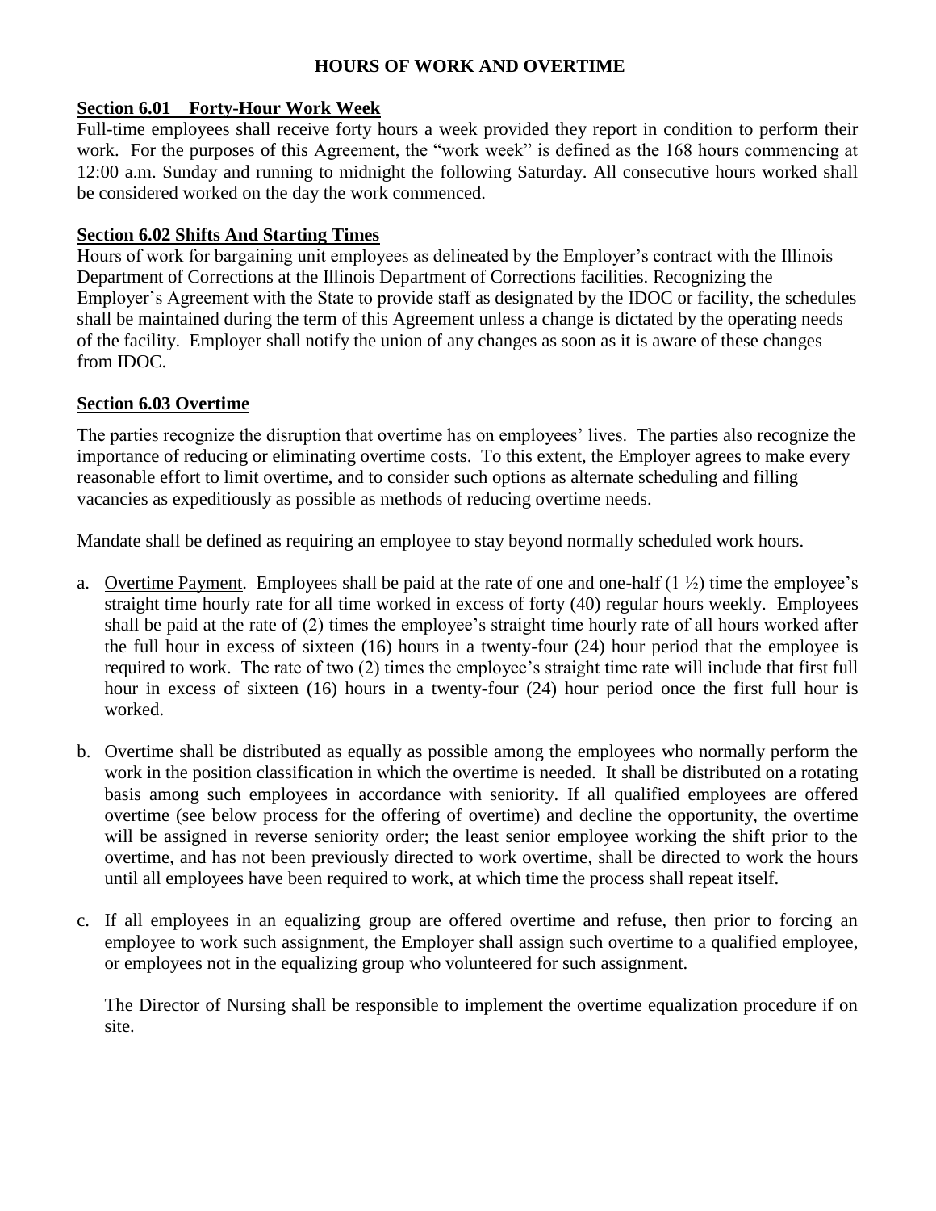## HOURS OF WORK AND OVERTIME

**Section 6.01 Forty-Hour Work Week**

Full-time employees shall receive forty hours a week provided they report in condition to perform their work. For the purposes of this Agreement, the "work week" is defined as the 168 hours commencing at 12:00 a.m. Sunday and running to midnight the following Saturday. All consecutive hours worked shall be considered worked on the day the work commenced.

**Section 6.02 Shifts And Starting Times**

Hours of work for bargaining unit employees as delineated by the Employer's contract with the Illinois Department of Corrections at the Illinois Department of Corrections facilities. Recognizing the Employer's Agreement with the State to provide staff as designated by the IDOC or facility, the schedules shall be maintained during the term of this Agreement unless a change is dictated by the operating needs of the facility. Employer shall notify the union of any changes as soon as it is aware of these changes from IDOC.

**Section 6.03 Overtime**

The parties recognize the disruption that overtime has on employees' lives. The parties also recognize the importance of reducing or eliminating overtime costs. To this extent, the Employer agrees to make every reasonable effort to limit overtime, and to consider such options as alternate scheduling and filling vacancies as expeditiously as possible as methods of reducing overtime needs.

Mandate shall be defined as requiring an employee to stay beyond normally scheduled work hours.

a. Overtime Payment. Employees shall be paid at the rate of one and one-half (1 ½) time the employee's straight time hourly rate for all time worked in excess of forty (40) regular hours weekly. Employees shall be paid at the rate of (2) times the employee's straight time hourly rate of all hours worked after the full hour in excess of sixteen (16) hours in a twenty-four (24) hour period that the employee is required to work. The rate of two (2) times the employee's straight time rate will include that first full hour in excess of sixteen (16) hours in a twenty-four (24) hour period once the first full hour is worked.

b. Overtime shall be distributed as equally as possible among the employees who normally perform the work in the position classification in which the overtime is needed. It shall be distributed on a rotating basis among such employees in accordance with seniority. If all qualified employees are offered overtime (see below process for the offering of overtime) and decline the opportunity, the overtime will be assigned in reverse seniority order; the least senior employee working the shift prior to the overtime, and has not been previously directed to work overtime, shall be directed to work the hours until all employees have been required to work, at which time the process shall repeat itself.

c. If all employees in an equalizing group are offered overtime and refuse, then prior to forcing an employee to work such assignment, the Employer shall assign such overtime to a qualified employee, or employees not in the equalizing group who volunteered for such assignment.

   The Director of Nursing shall be responsible to implement the overtime equalization procedure if on site.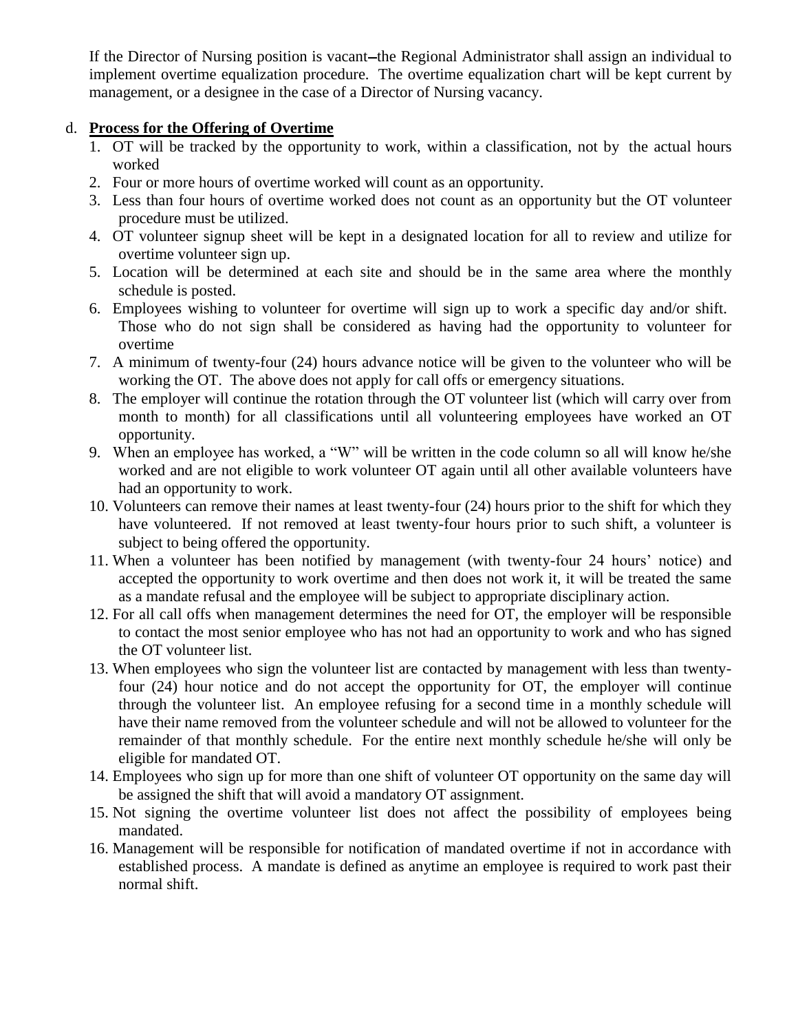If the Director of Nursing position is vacant–the Regional Administrator shall assign an individual to implement overtime equalization procedure. The overtime equalization chart will be kept current by management, or a designee in the case of a Director of Nursing vacancy.

d. **Process for the Offering of Overtime**

1. OT will be tracked by the opportunity to work, within a classification, not by the actual hours worked
2. Four or more hours of overtime worked will count as an opportunity.
3. Less than four hours of overtime worked does not count as an opportunity but the OT volunteer procedure must be utilized.
4. OT volunteer signup sheet will be kept in a designated location for all to review and utilize for overtime volunteer sign up.
5. Location will be determined at each site and should be in the same area where the monthly schedule is posted.
6. Employees wishing to volunteer for overtime will sign up to work a specific day and/or shift. Those who do not sign shall be considered as having had the opportunity to volunteer for overtime
7. A minimum of twenty-four (24) hours advance notice will be given to the volunteer who will be working the OT. The above does not apply for call offs or emergency situations.
8. The employer will continue the rotation through the OT volunteer list (which will carry over from month to month) for all classifications until all volunteering employees have worked an OT opportunity.
9. When an employee has worked, a "W" will be written in the code column so all will know he/she worked and are not eligible to work volunteer OT again until all other available volunteers have had an opportunity to work.
10. Volunteers can remove their names at least twenty-four (24) hours prior to the shift for which they have volunteered. If not removed at least twenty-four hours prior to such shift, a volunteer is subject to being offered the opportunity.
11. When a volunteer has been notified by management (with twenty-four 24 hours' notice) and accepted the opportunity to work overtime and then does not work it, it will be treated the same as a mandate refusal and the employee will be subject to appropriate disciplinary action.
12. For all call offs when management determines the need for OT, the employer will be responsible to contact the most senior employee who has not had an opportunity to work and who has signed the OT volunteer list.
13. When employees who sign the volunteer list are contacted by management with less than twenty-four (24) hour notice and do not accept the opportunity for OT, the employer will continue through the volunteer list. An employee refusing for a second time in a monthly schedule will have their name removed from the volunteer schedule and will not be allowed to volunteer for the remainder of that monthly schedule. For the entire next monthly schedule he/she will only be eligible for mandated OT.
14. Employees who sign up for more than one shift of volunteer OT opportunity on the same day will be assigned the shift that will avoid a mandatory OT assignment.
15. Not signing the overtime volunteer list does not affect the possibility of employees being mandated.
16. Management will be responsible for notification of mandated overtime if not in accordance with established process. A mandate is defined as anytime an employee is required to work past their normal shift.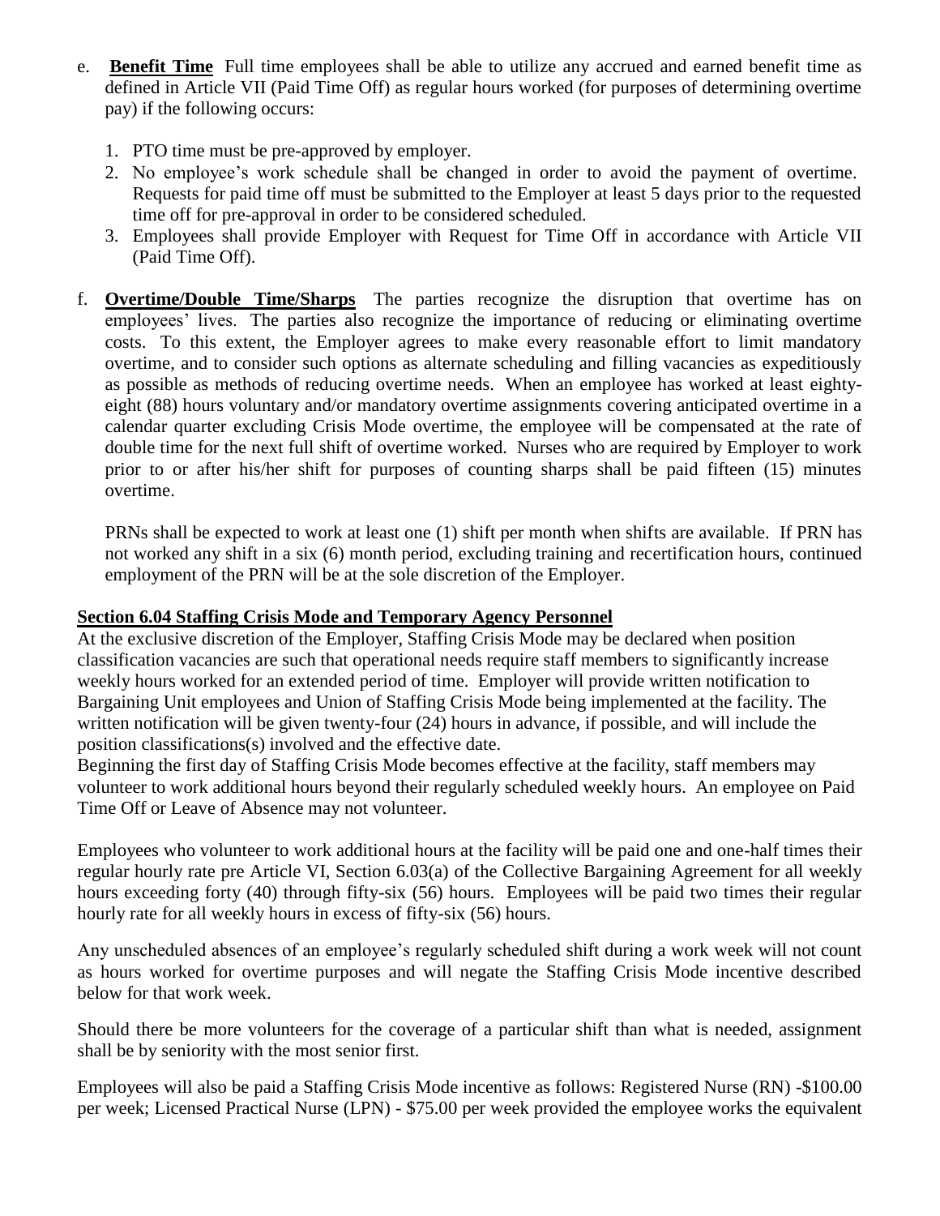e. **Benefit Time** Full time employees shall be able to utilize any accrued and earned benefit time as defined in Article VII (Paid Time Off) as regular hours worked (for purposes of determining overtime pay) if the following occurs:

   1. PTO time must be pre-approved by employer.
   2. No employee's work schedule shall be changed in order to avoid the payment of overtime. Requests for paid time off must be submitted to the Employer at least 5 days prior to the requested time off for pre-approval in order to be considered scheduled.
   3. Employees shall provide Employer with Request for Time Off in accordance with Article VII (Paid Time Off).

f. **Overtime/Double Time/Sharps** The parties recognize the disruption that overtime has on employees' lives. The parties also recognize the importance of reducing or eliminating overtime costs. To this extent, the Employer agrees to make every reasonable effort to limit mandatory overtime, and to consider such options as alternate scheduling and filling vacancies as expeditiously as possible as methods of reducing overtime needs. When an employee has worked at least eighty-eight (88) hours voluntary and/or mandatory overtime assignments covering anticipated overtime in a calendar quarter excluding Crisis Mode overtime, the employee will be compensated at the rate of double time for the next full shift of overtime worked. Nurses who are required by Employer to work prior to or after his/her shift for purposes of counting sharps shall be paid fifteen (15) minutes overtime.

   PRNs shall be expected to work at least one (1) shift per month when shifts are available. If PRN has not worked any shift in a six (6) month period, excluding training and recertification hours, continued employment of the PRN will be at the sole discretion of the Employer.

**Section 6.04 Staffing Crisis Mode and Temporary Agency Personnel**

At the exclusive discretion of the Employer, Staffing Crisis Mode may be declared when position classification vacancies are such that operational needs require staff members to significantly increase weekly hours worked for an extended period of time. Employer will provide written notification to Bargaining Unit employees and Union of Staffing Crisis Mode being implemented at the facility. The written notification will be given twenty-four (24) hours in advance, if possible, and will include the position classifications(s) involved and the effective date.

Beginning the first day of Staffing Crisis Mode becomes effective at the facility, staff members may volunteer to work additional hours beyond their regularly scheduled weekly hours. An employee on Paid Time Off or Leave of Absence may not volunteer.

Employees who volunteer to work additional hours at the facility will be paid one and one-half times their regular hourly rate pre Article VI, Section 6.03(a) of the Collective Bargaining Agreement for all weekly hours exceeding forty (40) through fifty-six (56) hours. Employees will be paid two times their regular hourly rate for all weekly hours in excess of fifty-six (56) hours.

Any unscheduled absences of an employee's regularly scheduled shift during a work week will not count as hours worked for overtime purposes and will negate the Staffing Crisis Mode incentive described below for that work week.

Should there be more volunteers for the coverage of a particular shift than what is needed, assignment shall be by seniority with the most senior first.

Employees will also be paid a Staffing Crisis Mode incentive as follows: Registered Nurse (RN) -$100.00 per week; Licensed Practical Nurse (LPN) - $75.00 per week provided the employee works the equivalent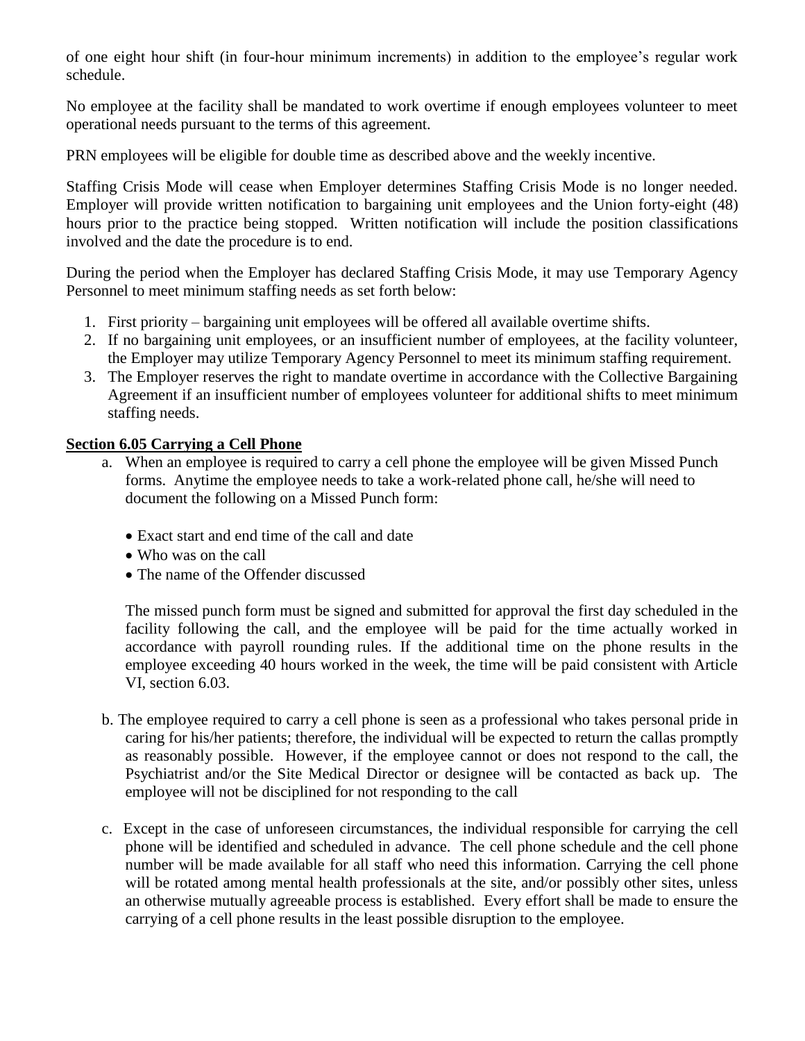of one eight hour shift (in four-hour minimum increments) in addition to the employee's regular work schedule.

No employee at the facility shall be mandated to work overtime if enough employees volunteer to meet operational needs pursuant to the terms of this agreement.

PRN employees will be eligible for double time as described above and the weekly incentive.

Staffing Crisis Mode will cease when Employer determines Staffing Crisis Mode is no longer needed. Employer will provide written notification to bargaining unit employees and the Union forty-eight (48) hours prior to the practice being stopped. Written notification will include the position classifications involved and the date the procedure is to end.

During the period when the Employer has declared Staffing Crisis Mode, it may use Temporary Agency Personnel to meet minimum staffing needs as set forth below:

1. First priority – bargaining unit employees will be offered all available overtime shifts.
2. If no bargaining unit employees, or an insufficient number of employees, at the facility volunteer, the Employer may utilize Temporary Agency Personnel to meet its minimum staffing requirement.
3. The Employer reserves the right to mandate overtime in accordance with the Collective Bargaining Agreement if an insufficient number of employees volunteer for additional shifts to meet minimum staffing needs.

**Section 6.05 Carrying a Cell Phone**

a. When an employee is required to carry a cell phone the employee will be given Missed Punch forms. Anytime the employee needs to take a work-related phone call, he/she will need to document the following on a Missed Punch form:

   - Exact start and end time of the call and date
   - Who was on the call
   - The name of the Offender discussed

   The missed punch form must be signed and submitted for approval the first day scheduled in the facility following the call, and the employee will be paid for the time actually worked in accordance with payroll rounding rules. If the additional time on the phone results in the employee exceeding 40 hours worked in the week, the time will be paid consistent with Article VI, section 6.03.

b. The employee required to carry a cell phone is seen as a professional who takes personal pride in caring for his/her patients; therefore, the individual will be expected to return the callas promptly as reasonably possible. However, if the employee cannot or does not respond to the call, the Psychiatrist and/or the Site Medical Director or designee will be contacted as back up. The employee will not be disciplined for not responding to the call

c. Except in the case of unforeseen circumstances, the individual responsible for carrying the cell phone will be identified and scheduled in advance. The cell phone schedule and the cell phone number will be made available for all staff who need this information. Carrying the cell phone will be rotated among mental health professionals at the site, and/or possibly other sites, unless an otherwise mutually agreeable process is established. Every effort shall be made to ensure the carrying of a cell phone results in the least possible disruption to the employee.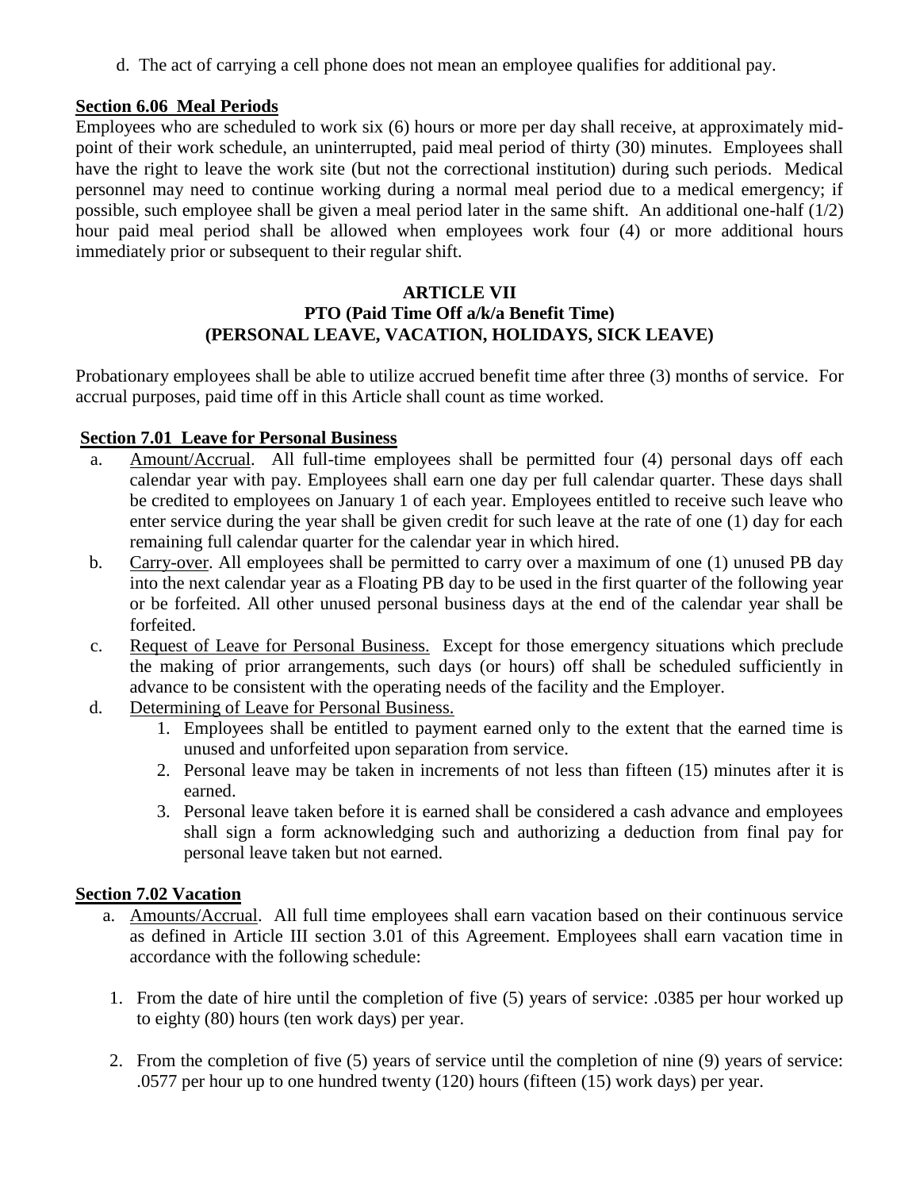d. The act of carrying a cell phone does not mean an employee qualifies for additional pay.

**Section 6.06 Meal Periods**

Employees who are scheduled to work six (6) hours or more per day shall receive, at approximately mid-point of their work schedule, an uninterrupted, paid meal period of thirty (30) minutes. Employees shall have the right to leave the work site (but not the correctional institution) during such periods. Medical personnel may need to continue working during a normal meal period due to a medical emergency; if possible, such employee shall be given a meal period later in the same shift. An additional one-half (1/2) hour paid meal period shall be allowed when employees work four (4) or more additional hours immediately prior or subsequent to their regular shift.

## ARTICLE VII
## PTO (Paid Time Off a/k/a Benefit Time)
## (PERSONAL LEAVE, VACATION, HOLIDAYS, SICK LEAVE)

Probationary employees shall be able to utilize accrued benefit time after three (3) months of service. For accrual purposes, paid time off in this Article shall count as time worked.

**Section 7.01 Leave for Personal Business**

a. Amount/Accrual. All full-time employees shall be permitted four (4) personal days off each calendar year with pay. Employees shall earn one day per full calendar quarter. These days shall be credited to employees on January 1 of each year. Employees entitled to receive such leave who enter service during the year shall be given credit for such leave at the rate of one (1) day for each remaining full calendar quarter for the calendar year in which hired.

b. Carry-over. All employees shall be permitted to carry over a maximum of one (1) unused PB day into the next calendar year as a Floating PB day to be used in the first quarter of the following year or be forfeited. All other unused personal business days at the end of the calendar year shall be forfeited.

c. Request of Leave for Personal Business. Except for those emergency situations which preclude the making of prior arrangements, such days (or hours) off shall be scheduled sufficiently in advance to be consistent with the operating needs of the facility and the Employer.

d. Determining of Leave for Personal Business.
   1. Employees shall be entitled to payment earned only to the extent that the earned time is unused and unforfeited upon separation from service.
   2. Personal leave may be taken in increments of not less than fifteen (15) minutes after it is earned.
   3. Personal leave taken before it is earned shall be considered a cash advance and employees shall sign a form acknowledging such and authorizing a deduction from final pay for personal leave taken but not earned.

**Section 7.02 Vacation**

a. Amounts/Accrual. All full time employees shall earn vacation based on their continuous service as defined in Article III section 3.01 of this Agreement. Employees shall earn vacation time in accordance with the following schedule:

   1. From the date of hire until the completion of five (5) years of service: .0385 per hour worked up to eighty (80) hours (ten work days) per year.

   2. From the completion of five (5) years of service until the completion of nine (9) years of service: .0577 per hour up to one hundred twenty (120) hours (fifteen (15) work days) per year.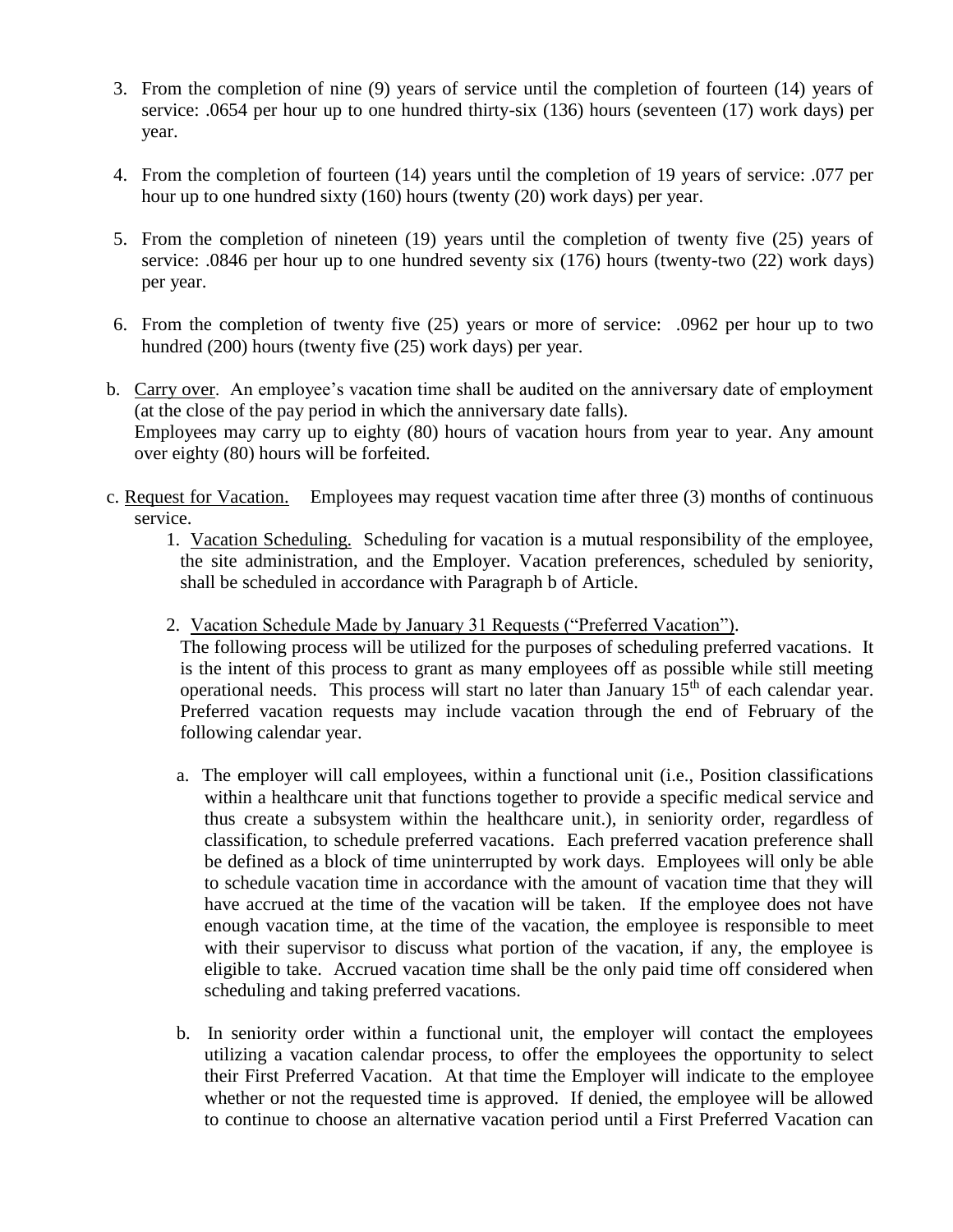3. From the completion of nine (9) years of service until the completion of fourteen (14) years of service: .0654 per hour up to one hundred thirty-six (136) hours (seventeen (17) work days) per year.

4. From the completion of fourteen (14) years until the completion of 19 years of service: .077 per hour up to one hundred sixty (160) hours (twenty (20) work days) per year.

5. From the completion of nineteen (19) years until the completion of twenty five (25) years of service: .0846 per hour up to one hundred seventy six (176) hours (twenty-two (22) work days) per year.

6. From the completion of twenty five (25) years or more of service: .0962 per hour up to two hundred (200) hours (twenty five (25) work days) per year.

b. Carry over. An employee's vacation time shall be audited on the anniversary date of employment (at the close of the pay period in which the anniversary date falls).
Employees may carry up to eighty (80) hours of vacation hours from year to year. Any amount over eighty (80) hours will be forfeited.

c. Request for Vacation. Employees may request vacation time after three (3) months of continuous service.

1. Vacation Scheduling. Scheduling for vacation is a mutual responsibility of the employee, the site administration, and the Employer. Vacation preferences, scheduled by seniority, shall be scheduled in accordance with Paragraph b of Article.

2. Vacation Schedule Made by January 31 Requests ("Preferred Vacation").
The following process will be utilized for the purposes of scheduling preferred vacations. It is the intent of this process to grant as many employees off as possible while still meeting operational needs. This process will start no later than January 15th of each calendar year. Preferred vacation requests may include vacation through the end of February of the following calendar year.

   a. The employer will call employees, within a functional unit (i.e., Position classifications within a healthcare unit that functions together to provide a specific medical service and thus create a subsystem within the healthcare unit.), in seniority order, regardless of classification, to schedule preferred vacations. Each preferred vacation preference shall be defined as a block of time uninterrupted by work days. Employees will only be able to schedule vacation time in accordance with the amount of vacation time that they will have accrued at the time of the vacation will be taken. If the employee does not have enough vacation time, at the time of the vacation, the employee is responsible to meet with their supervisor to discuss what portion of the vacation, if any, the employee is eligible to take. Accrued vacation time shall be the only paid time off considered when scheduling and taking preferred vacations.

   b. In seniority order within a functional unit, the employer will contact the employees utilizing a vacation calendar process, to offer the employees the opportunity to select their First Preferred Vacation. At that time the Employer will indicate to the employee whether or not the requested time is approved. If denied, the employee will be allowed to continue to choose an alternative vacation period until a First Preferred Vacation can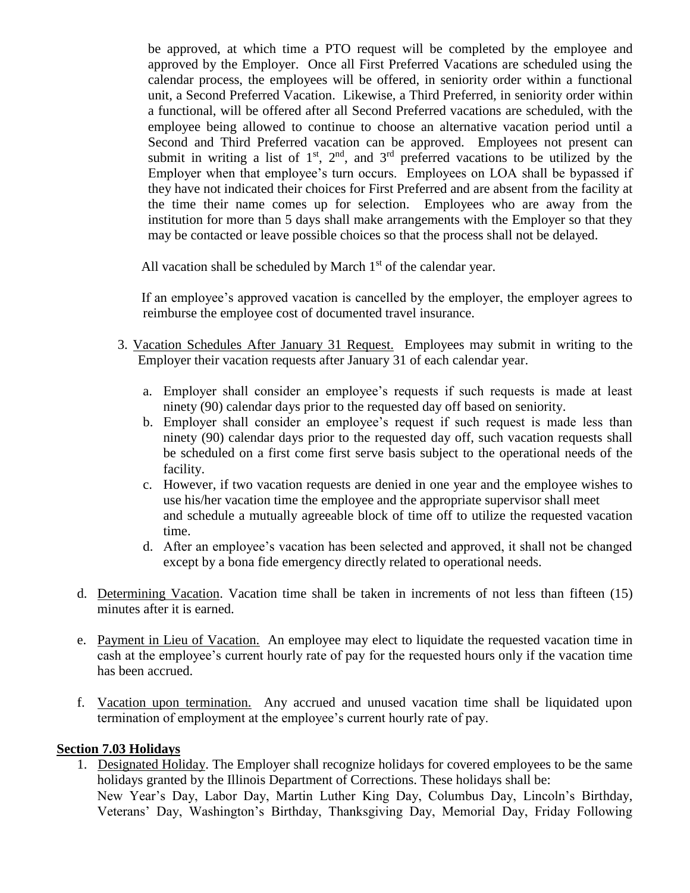be approved, at which time a PTO request will be completed by the employee and approved by the Employer. Once all First Preferred Vacations are scheduled using the calendar process, the employees will be offered, in seniority order within a functional unit, a Second Preferred Vacation. Likewise, a Third Preferred, in seniority order within a functional, will be offered after all Second Preferred vacations are scheduled, with the employee being allowed to continue to choose an alternative vacation period until a Second and Third Preferred vacation can be approved. Employees not present can submit in writing a list of 1st, 2nd, and 3rd preferred vacations to be utilized by the Employer when that employee's turn occurs. Employees on LOA shall be bypassed if they have not indicated their choices for First Preferred and are absent from the facility at the time their name comes up for selection. Employees who are away from the institution for more than 5 days shall make arrangements with the Employer so that they may be contacted or leave possible choices so that the process shall not be delayed.

All vacation shall be scheduled by March 1st of the calendar year.

If an employee's approved vacation is cancelled by the employer, the employer agrees to reimburse the employee cost of documented travel insurance.

3. Vacation Schedules After January 31 Request. Employees may submit in writing to the Employer their vacation requests after January 31 of each calendar year.

   a. Employer shall consider an employee's requests if such requests is made at least ninety (90) calendar days prior to the requested day off based on seniority.
   b. Employer shall consider an employee's request if such request is made less than ninety (90) calendar days prior to the requested day off, such vacation requests shall be scheduled on a first come first serve basis subject to the operational needs of the facility.
   c. However, if two vacation requests are denied in one year and the employee wishes to use his/her vacation time the employee and the appropriate supervisor shall meet and schedule a mutually agreeable block of time off to utilize the requested vacation time.
   d. After an employee's vacation has been selected and approved, it shall not be changed except by a bona fide emergency directly related to operational needs.

d. Determining Vacation. Vacation time shall be taken in increments of not less than fifteen (15) minutes after it is earned.

e. Payment in Lieu of Vacation. An employee may elect to liquidate the requested vacation time in cash at the employee's current hourly rate of pay for the requested hours only if the vacation time has been accrued.

f. Vacation upon termination. Any accrued and unused vacation time shall be liquidated upon termination of employment at the employee's current hourly rate of pay.

**Section 7.03 Holidays**

1. Designated Holiday. The Employer shall recognize holidays for covered employees to be the same holidays granted by the Illinois Department of Corrections. These holidays shall be:
   New Year's Day, Labor Day, Martin Luther King Day, Columbus Day, Lincoln's Birthday, Veterans' Day, Washington's Birthday, Thanksgiving Day, Memorial Day, Friday Following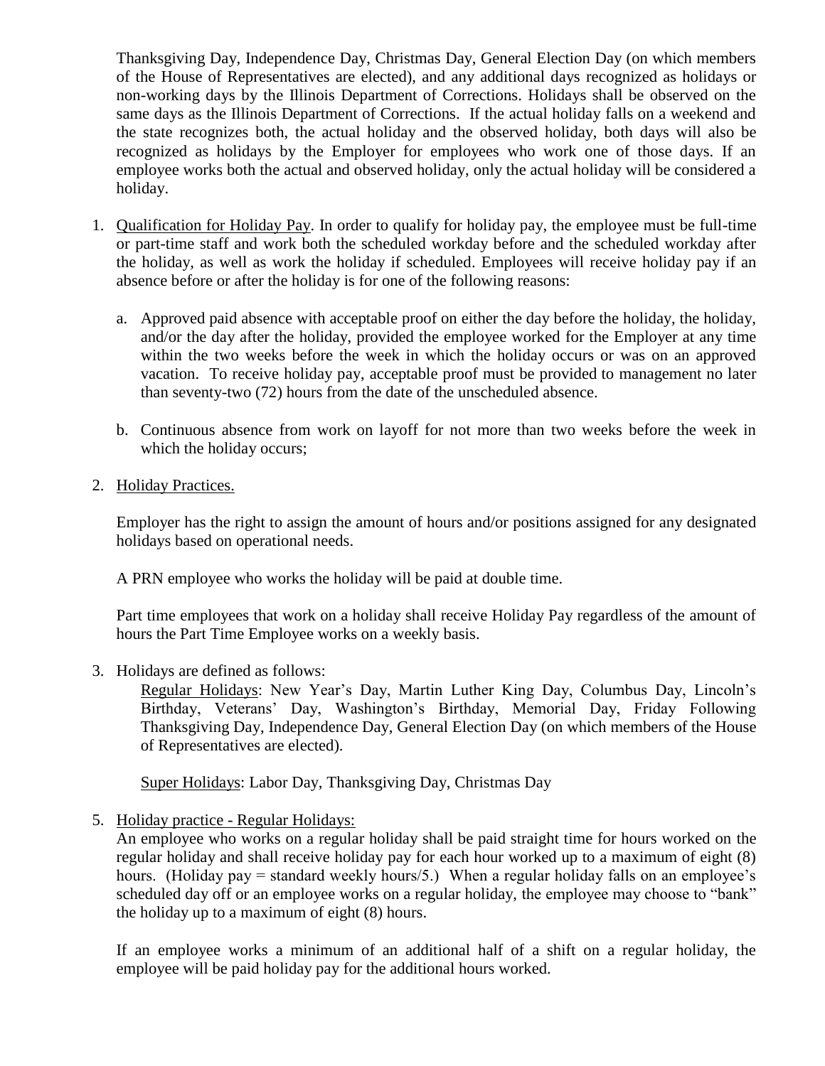Thanksgiving Day, Independence Day, Christmas Day, General Election Day (on which members of the House of Representatives are elected), and any additional days recognized as holidays or non-working days by the Illinois Department of Corrections. Holidays shall be observed on the same days as the Illinois Department of Corrections. If the actual holiday falls on a weekend and the state recognizes both, the actual holiday and the observed holiday, both days will also be recognized as holidays by the Employer for employees who work one of those days. If an employee works both the actual and observed holiday, only the actual holiday will be considered a holiday.

1. Qualification for Holiday Pay. In order to qualify for holiday pay, the employee must be full-time or part-time staff and work both the scheduled workday before and the scheduled workday after the holiday, as well as work the holiday if scheduled. Employees will receive holiday pay if an absence before or after the holiday is for one of the following reasons:

   a. Approved paid absence with acceptable proof on either the day before the holiday, the holiday, and/or the day after the holiday, provided the employee worked for the Employer at any time within the two weeks before the week in which the holiday occurs or was on an approved vacation. To receive holiday pay, acceptable proof must be provided to management no later than seventy-two (72) hours from the date of the unscheduled absence.

   b. Continuous absence from work on layoff for not more than two weeks before the week in which the holiday occurs;

2. Holiday Practices.

   Employer has the right to assign the amount of hours and/or positions assigned for any designated holidays based on operational needs.

   A PRN employee who works the holiday will be paid at double time.

   Part time employees that work on a holiday shall receive Holiday Pay regardless of the amount of hours the Part Time Employee works on a weekly basis.

3. Holidays are defined as follows:

   Regular Holidays: New Year's Day, Martin Luther King Day, Columbus Day, Lincoln's Birthday, Veterans' Day, Washington's Birthday, Memorial Day, Friday Following Thanksgiving Day, Independence Day, General Election Day (on which members of the House of Representatives are elected).

   Super Holidays: Labor Day, Thanksgiving Day, Christmas Day

5. Holiday practice - Regular Holidays:

   An employee who works on a regular holiday shall be paid straight time for hours worked on the regular holiday and shall receive holiday pay for each hour worked up to a maximum of eight (8) hours. (Holiday pay = standard weekly hours/5.) When a regular holiday falls on an employee's scheduled day off or an employee works on a regular holiday, the employee may choose to "bank" the holiday up to a maximum of eight (8) hours.

   If an employee works a minimum of an additional half of a shift on a regular holiday, the employee will be paid holiday pay for the additional hours worked.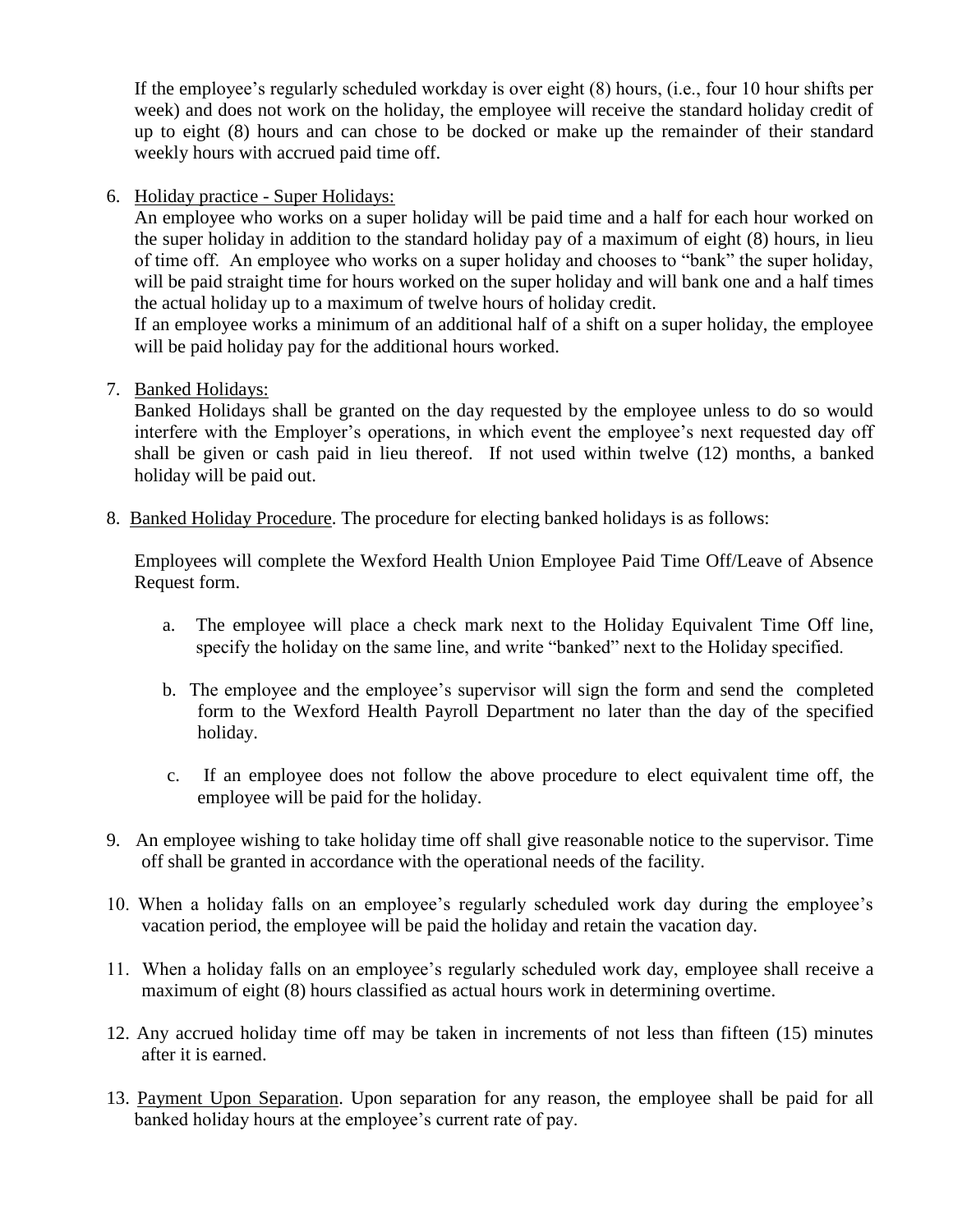If the employee's regularly scheduled workday is over eight (8) hours, (i.e., four 10 hour shifts per week) and does not work on the holiday, the employee will receive the standard holiday credit of up to eight (8) hours and can chose to be docked or make up the remainder of their standard weekly hours with accrued paid time off.

6. Holiday practice - Super Holidays:
   An employee who works on a super holiday will be paid time and a half for each hour worked on the super holiday in addition to the standard holiday pay of a maximum of eight (8) hours, in lieu of time off. An employee who works on a super holiday and chooses to "bank" the super holiday, will be paid straight time for hours worked on the super holiday and will bank one and a half times the actual holiday up to a maximum of twelve hours of holiday credit.
   If an employee works a minimum of an additional half of a shift on a super holiday, the employee will be paid holiday pay for the additional hours worked.

7. Banked Holidays:
   Banked Holidays shall be granted on the day requested by the employee unless to do so would interfere with the Employer's operations, in which event the employee's next requested day off shall be given or cash paid in lieu thereof. If not used within twelve (12) months, a banked holiday will be paid out.

8. Banked Holiday Procedure. The procedure for electing banked holidays is as follows:

   Employees will complete the Wexford Health Union Employee Paid Time Off/Leave of Absence Request form.

   a. The employee will place a check mark next to the Holiday Equivalent Time Off line, specify the holiday on the same line, and write "banked" next to the Holiday specified.

   b. The employee and the employee's supervisor will sign the form and send the completed form to the Wexford Health Payroll Department no later than the day of the specified holiday.

   c. If an employee does not follow the above procedure to elect equivalent time off, the employee will be paid for the holiday.

9. An employee wishing to take holiday time off shall give reasonable notice to the supervisor. Time off shall be granted in accordance with the operational needs of the facility.

10. When a holiday falls on an employee's regularly scheduled work day during the employee's vacation period, the employee will be paid the holiday and retain the vacation day.

11. When a holiday falls on an employee's regularly scheduled work day, employee shall receive a maximum of eight (8) hours classified as actual hours work in determining overtime.

12. Any accrued holiday time off may be taken in increments of not less than fifteen (15) minutes after it is earned.

13. Payment Upon Separation. Upon separation for any reason, the employee shall be paid for all banked holiday hours at the employee's current rate of pay.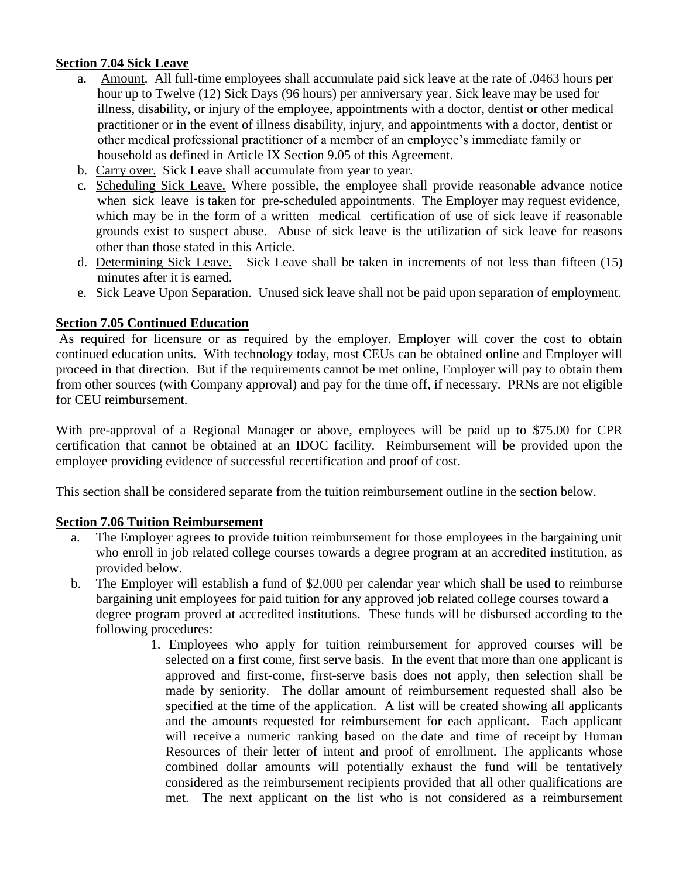**Section 7.04 Sick Leave**

a. Amount. All full-time employees shall accumulate paid sick leave at the rate of .0463 hours per hour up to Twelve (12) Sick Days (96 hours) per anniversary year. Sick leave may be used for illness, disability, or injury of the employee, appointments with a doctor, dentist or other medical practitioner or in the event of illness disability, injury, and appointments with a doctor, dentist or other medical professional practitioner of a member of an employee's immediate family or household as defined in Article IX Section 9.05 of this Agreement.

b. Carry over. Sick Leave shall accumulate from year to year.

c. Scheduling Sick Leave. Where possible, the employee shall provide reasonable advance notice when sick leave is taken for pre-scheduled appointments. The Employer may request evidence, which may be in the form of a written medical certification of use of sick leave if reasonable grounds exist to suspect abuse. Abuse of sick leave is the utilization of sick leave for reasons other than those stated in this Article.

d. Determining Sick Leave. Sick Leave shall be taken in increments of not less than fifteen (15) minutes after it is earned.

e. Sick Leave Upon Separation. Unused sick leave shall not be paid upon separation of employment.

**Section 7.05 Continued Education**

As required for licensure or as required by the employer. Employer will cover the cost to obtain continued education units. With technology today, most CEUs can be obtained online and Employer will proceed in that direction. But if the requirements cannot be met online, Employer will pay to obtain them from other sources (with Company approval) and pay for the time off, if necessary. PRNs are not eligible for CEU reimbursement.

With pre-approval of a Regional Manager or above, employees will be paid up to $75.00 for CPR certification that cannot be obtained at an IDOC facility. Reimbursement will be provided upon the employee providing evidence of successful recertification and proof of cost.

This section shall be considered separate from the tuition reimbursement outline in the section below.

**Section 7.06 Tuition Reimbursement**

a. The Employer agrees to provide tuition reimbursement for those employees in the bargaining unit who enroll in job related college courses towards a degree program at an accredited institution, as provided below.

b. The Employer will establish a fund of $2,000 per calendar year which shall be used to reimburse bargaining unit employees for paid tuition for any approved job related college courses toward a degree program proved at accredited institutions. These funds will be disbursed according to the following procedures:

   1. Employees who apply for tuition reimbursement for approved courses will be selected on a first come, first serve basis. In the event that more than one applicant is approved and first-come, first-serve basis does not apply, then selection shall be made by seniority. The dollar amount of reimbursement requested shall also be specified at the time of the application. A list will be created showing all applicants and the amounts requested for reimbursement for each applicant. Each applicant will receive a numeric ranking based on the date and time of receipt by Human Resources of their letter of intent and proof of enrollment. The applicants whose combined dollar amounts will potentially exhaust the fund will be tentatively considered as the reimbursement recipients provided that all other qualifications are met. The next applicant on the list who is not considered as a reimbursement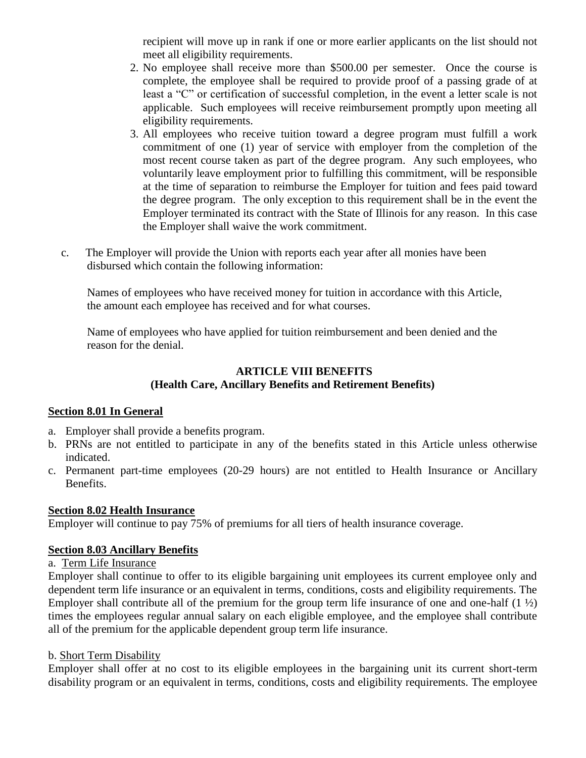recipient will move up in rank if one or more earlier applicants on the list should not meet all eligibility requirements.

2. No employee shall receive more than $500.00 per semester. Once the course is complete, the employee shall be required to provide proof of a passing grade of at least a "C" or certification of successful completion, in the event a letter scale is not applicable. Such employees will receive reimbursement promptly upon meeting all eligibility requirements.
3. All employees who receive tuition toward a degree program must fulfill a work commitment of one (1) year of service with employer from the completion of the most recent course taken as part of the degree program. Any such employees, who voluntarily leave employment prior to fulfilling this commitment, will be responsible at the time of separation to reimburse the Employer for tuition and fees paid toward the degree program. The only exception to this requirement shall be in the event the Employer terminated its contract with the State of Illinois for any reason. In this case the Employer shall waive the work commitment.

c. The Employer will provide the Union with reports each year after all monies have been disbursed which contain the following information:

Names of employees who have received money for tuition in accordance with this Article, the amount each employee has received and for what courses.

Name of employees who have applied for tuition reimbursement and been denied and the reason for the denial.

## ARTICLE VIII BENEFITS
## (Health Care, Ancillary Benefits and Retirement Benefits)

**Section 8.01 In General**

a. Employer shall provide a benefits program.
b. PRNs are not entitled to participate in any of the benefits stated in this Article unless otherwise indicated.
c. Permanent part-time employees (20-29 hours) are not entitled to Health Insurance or Ancillary Benefits.

**Section 8.02 Health Insurance**

Employer will continue to pay 75% of premiums for all tiers of health insurance coverage.

**Section 8.03 Ancillary Benefits**

a. Term Life Insurance

Employer shall continue to offer to its eligible bargaining unit employees its current employee only and dependent term life insurance or an equivalent in terms, conditions, costs and eligibility requirements. The Employer shall contribute all of the premium for the group term life insurance of one and one-half (1 ½) times the employees regular annual salary on each eligible employee, and the employee shall contribute all of the premium for the applicable dependent group term life insurance.

b. Short Term Disability

Employer shall offer at no cost to its eligible employees in the bargaining unit its current short-term disability program or an equivalent in terms, conditions, costs and eligibility requirements. The employee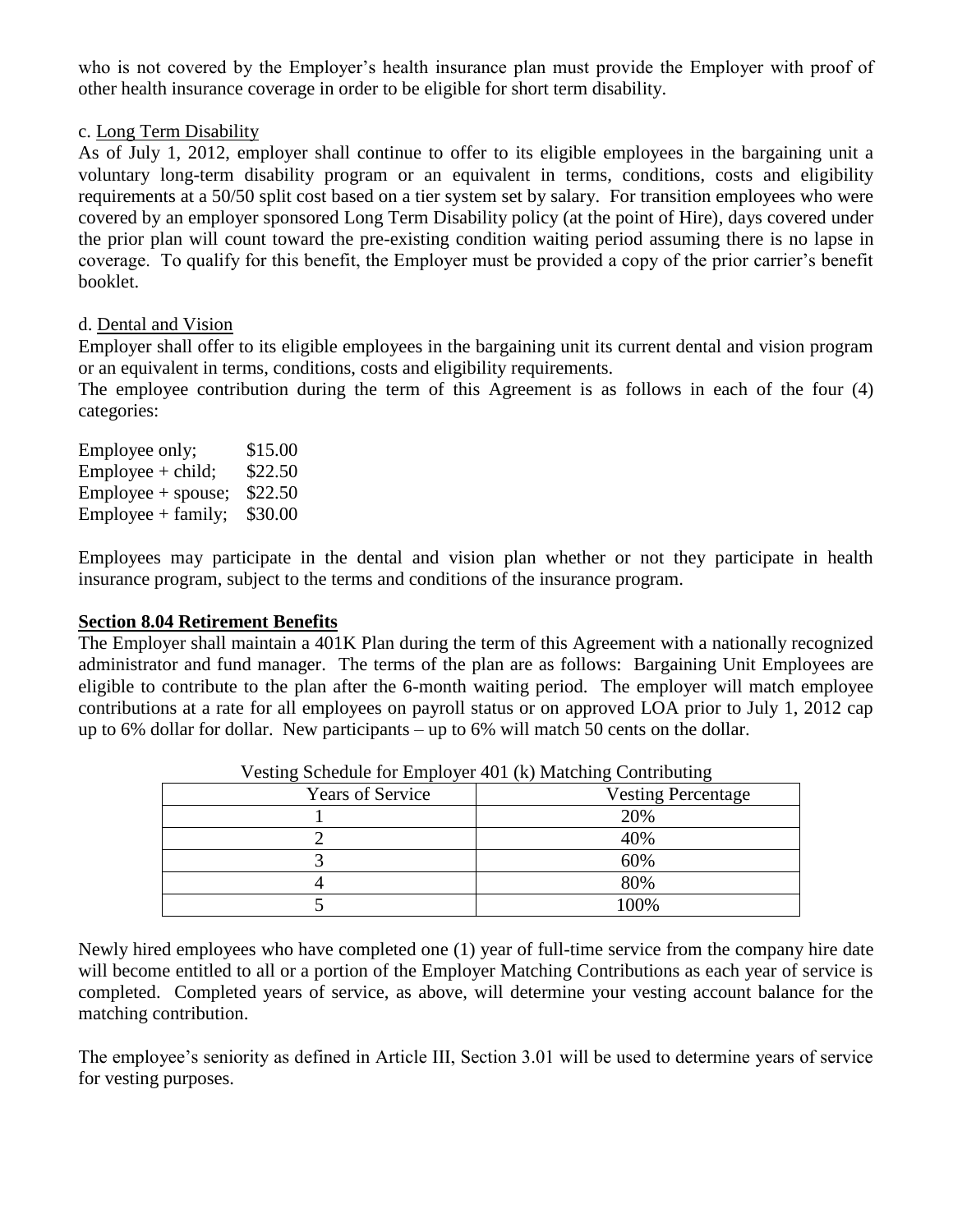who is not covered by the Employer's health insurance plan must provide the Employer with proof of other health insurance coverage in order to be eligible for short term disability.

c. Long Term Disability

As of July 1, 2012, employer shall continue to offer to its eligible employees in the bargaining unit a voluntary long-term disability program or an equivalent in terms, conditions, costs and eligibility requirements at a 50/50 split cost based on a tier system set by salary. For transition employees who were covered by an employer sponsored Long Term Disability policy (at the point of Hire), days covered under the prior plan will count toward the pre-existing condition waiting period assuming there is no lapse in coverage. To qualify for this benefit, the Employer must be provided a copy of the prior carrier's benefit booklet.

d. Dental and Vision

Employer shall offer to its eligible employees in the bargaining unit its current dental and vision program or an equivalent in terms, conditions, costs and eligibility requirements.

The employee contribution during the term of this Agreement is as follows in each of the four (4) categories:

Employee only; $15.00
Employee + child; $22.50
Employee + spouse; $22.50
Employee + family; $30.00

Employees may participate in the dental and vision plan whether or not they participate in health insurance program, subject to the terms and conditions of the insurance program.

**Section 8.04 Retirement Benefits**

The Employer shall maintain a 401K Plan during the term of this Agreement with a nationally recognized administrator and fund manager. The terms of the plan are as follows: Bargaining Unit Employees are eligible to contribute to the plan after the 6-month waiting period. The employer will match employee contributions at a rate for all employees on payroll status or on approved LOA prior to July 1, 2012 cap up to 6% dollar for dollar. New participants – up to 6% will match 50 cents on the dollar.

Vesting Schedule for Employer 401 (k) Matching Contributing

| Years of Service | Vesting Percentage |
|---|---|
| 1 | 20% |
| 2 | 40% |
| 3 | 60% |
| 4 | 80% |
| 5 | 100% |

Newly hired employees who have completed one (1) year of full-time service from the company hire date will become entitled to all or a portion of the Employer Matching Contributions as each year of service is completed. Completed years of service, as above, will determine your vesting account balance for the matching contribution.

The employee's seniority as defined in Article III, Section 3.01 will be used to determine years of service for vesting purposes.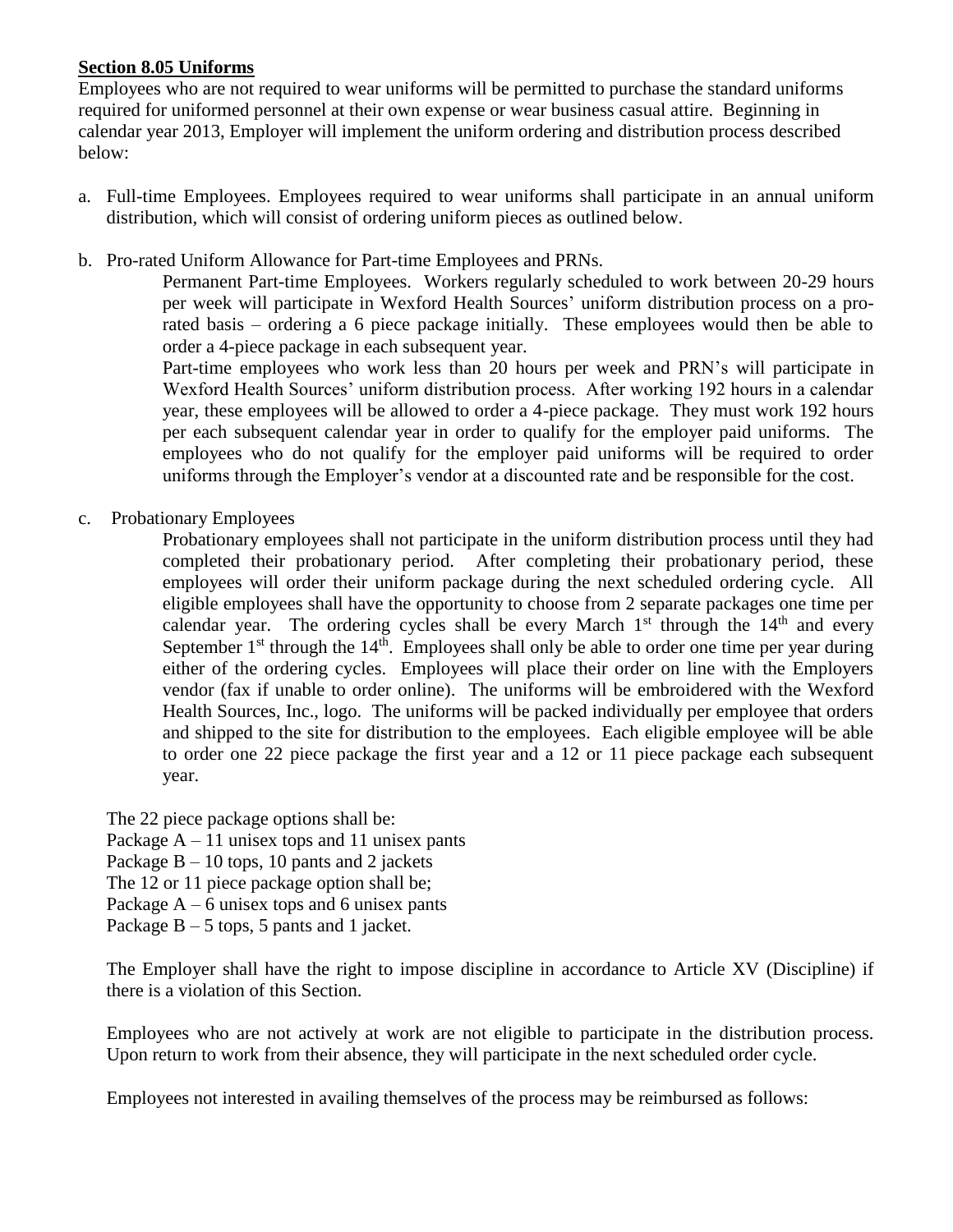**Section 8.05 Uniforms**

Employees who are not required to wear uniforms will be permitted to purchase the standard uniforms required for uniformed personnel at their own expense or wear business casual attire. Beginning in calendar year 2013, Employer will implement the uniform ordering and distribution process described below:

a. Full-time Employees. Employees required to wear uniforms shall participate in an annual uniform distribution, which will consist of ordering uniform pieces as outlined below.

b. Pro-rated Uniform Allowance for Part-time Employees and PRNs.

   Permanent Part-time Employees. Workers regularly scheduled to work between 20-29 hours per week will participate in Wexford Health Sources' uniform distribution process on a pro-rated basis – ordering a 6 piece package initially. These employees would then be able to order a 4-piece package in each subsequent year.

   Part-time employees who work less than 20 hours per week and PRN's will participate in Wexford Health Sources' uniform distribution process. After working 192 hours in a calendar year, these employees will be allowed to order a 4-piece package. They must work 192 hours per each subsequent calendar year in order to qualify for the employer paid uniforms. The employees who do not qualify for the employer paid uniforms will be required to order uniforms through the Employer's vendor at a discounted rate and be responsible for the cost.

c. Probationary Employees

   Probationary employees shall not participate in the uniform distribution process until they had completed their probationary period. After completing their probationary period, these employees will order their uniform package during the next scheduled ordering cycle. All eligible employees shall have the opportunity to choose from 2 separate packages one time per calendar year. The ordering cycles shall be every March 1st through the 14th and every September 1st through the 14th. Employees shall only be able to order one time per year during either of the ordering cycles. Employees will place their order on line with the Employers vendor (fax if unable to order online). The uniforms will be embroidered with the Wexford Health Sources, Inc., logo. The uniforms will be packed individually per employee that orders and shipped to the site for distribution to the employees. Each eligible employee will be able to order one 22 piece package the first year and a 12 or 11 piece package each subsequent year.

The 22 piece package options shall be:
Package A – 11 unisex tops and 11 unisex pants
Package B – 10 tops, 10 pants and 2 jackets
The 12 or 11 piece package option shall be;
Package A – 6 unisex tops and 6 unisex pants
Package B – 5 tops, 5 pants and 1 jacket.

The Employer shall have the right to impose discipline in accordance to Article XV (Discipline) if there is a violation of this Section.

Employees who are not actively at work are not eligible to participate in the distribution process. Upon return to work from their absence, they will participate in the next scheduled order cycle.

Employees not interested in availing themselves of the process may be reimbursed as follows: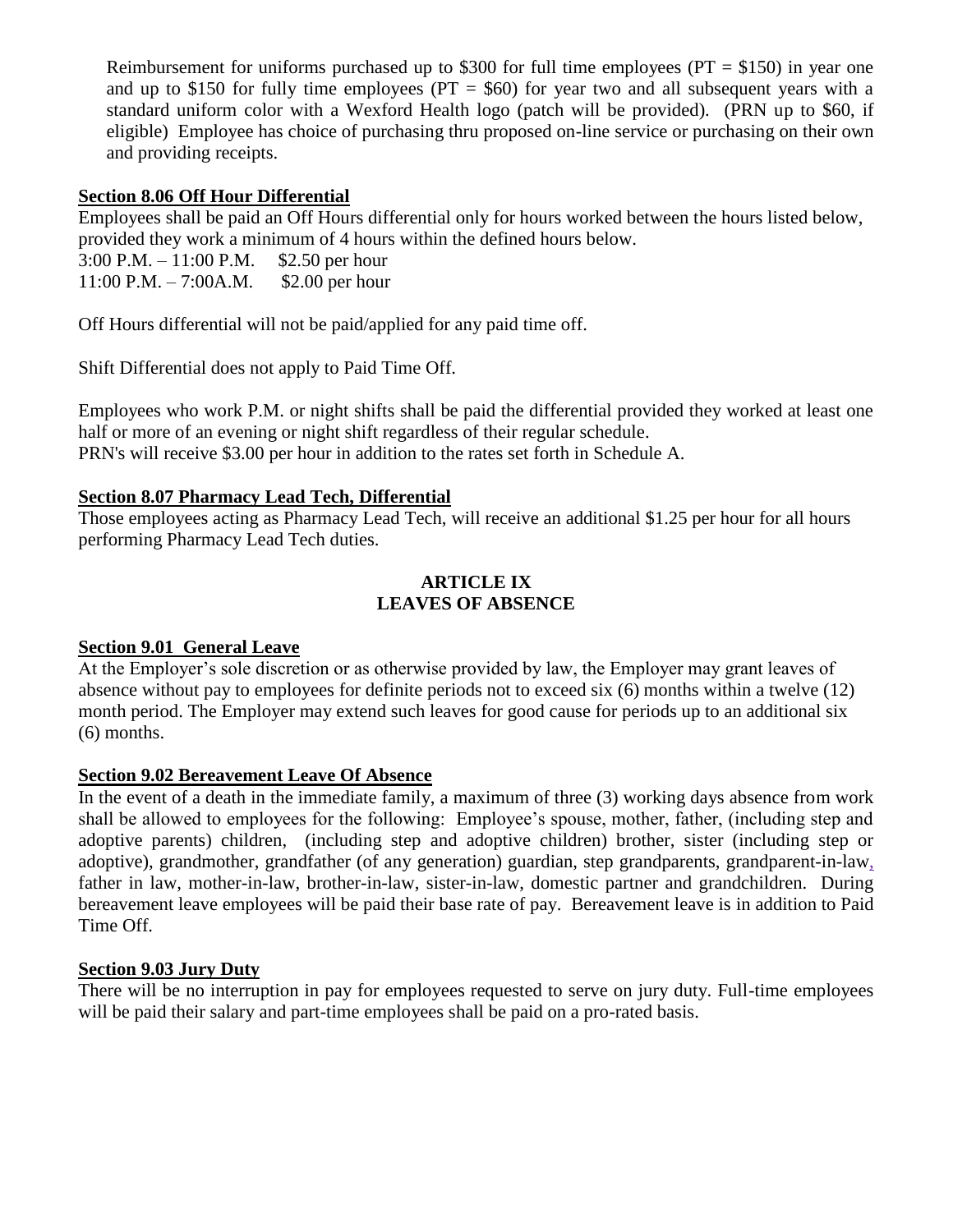Reimbursement for uniforms purchased up to \$300 for full time employees (PT = \$150) in year one and up to \$150 for fully time employees (PT = \$60) for year two and all subsequent years with a standard uniform color with a Wexford Health logo (patch will be provided). (PRN up to \$60, if eligible) Employee has choice of purchasing thru proposed on-line service or purchasing on their own and providing receipts.

**Section 8.06 Off Hour Differential**

Employees shall be paid an Off Hours differential only for hours worked between the hours listed below, provided they work a minimum of 4 hours within the defined hours below.

3:00 P.M. – 11:00 P.M. \$2.50 per hour
11:00 P.M. – 7:00A.M. \$2.00 per hour

Off Hours differential will not be paid/applied for any paid time off.

Shift Differential does not apply to Paid Time Off.

Employees who work P.M. or night shifts shall be paid the differential provided they worked at least one half or more of an evening or night shift regardless of their regular schedule.
PRN's will receive \$3.00 per hour in addition to the rates set forth in Schedule A.

**Section 8.07 Pharmacy Lead Tech, Differential**

Those employees acting as Pharmacy Lead Tech, will receive an additional \$1.25 per hour for all hours performing Pharmacy Lead Tech duties.

## ARTICLE IX
## LEAVES OF ABSENCE

**Section 9.01 General Leave**

At the Employer's sole discretion or as otherwise provided by law, the Employer may grant leaves of absence without pay to employees for definite periods not to exceed six (6) months within a twelve (12) month period. The Employer may extend such leaves for good cause for periods up to an additional six (6) months.

**Section 9.02 Bereavement Leave Of Absence**

In the event of a death in the immediate family, a maximum of three (3) working days absence from work shall be allowed to employees for the following: Employee's spouse, mother, father, (including step and adoptive parents) children, (including step and adoptive children) brother, sister (including step or adoptive), grandmother, grandfather (of any generation) guardian, step grandparents, grandparent-in-law, father in law, mother-in-law, brother-in-law, sister-in-law, domestic partner and grandchildren. During bereavement leave employees will be paid their base rate of pay. Bereavement leave is in addition to Paid Time Off.

**Section 9.03 Jury Duty**

There will be no interruption in pay for employees requested to serve on jury duty. Full-time employees will be paid their salary and part-time employees shall be paid on a pro-rated basis.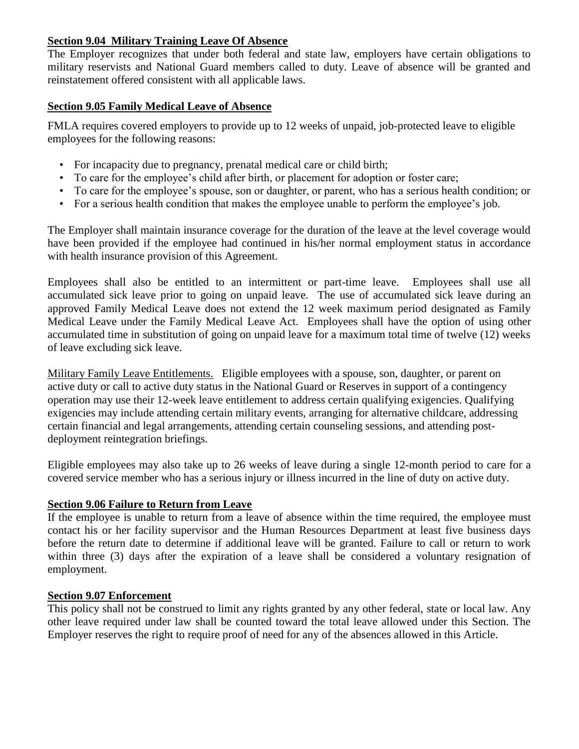**Section 9.04 Military Training Leave Of Absence**

The Employer recognizes that under both federal and state law, employers have certain obligations to military reservists and National Guard members called to duty. Leave of absence will be granted and reinstatement offered consistent with all applicable laws.

**Section 9.05 Family Medical Leave of Absence**

FMLA requires covered employers to provide up to 12 weeks of unpaid, job-protected leave to eligible employees for the following reasons:

- For incapacity due to pregnancy, prenatal medical care or child birth;
- To care for the employee's child after birth, or placement for adoption or foster care;
- To care for the employee's spouse, son or daughter, or parent, who has a serious health condition; or
- For a serious health condition that makes the employee unable to perform the employee's job.

The Employer shall maintain insurance coverage for the duration of the leave at the level coverage would have been provided if the employee had continued in his/her normal employment status in accordance with health insurance provision of this Agreement.

Employees shall also be entitled to an intermittent or part-time leave. Employees shall use all accumulated sick leave prior to going on unpaid leave. The use of accumulated sick leave during an approved Family Medical Leave does not extend the 12 week maximum period designated as Family Medical Leave under the Family Medical Leave Act. Employees shall have the option of using other accumulated time in substitution of going on unpaid leave for a maximum total time of twelve (12) weeks of leave excluding sick leave.

Military Family Leave Entitlements. Eligible employees with a spouse, son, daughter, or parent on active duty or call to active duty status in the National Guard or Reserves in support of a contingency operation may use their 12-week leave entitlement to address certain qualifying exigencies. Qualifying exigencies may include attending certain military events, arranging for alternative childcare, addressing certain financial and legal arrangements, attending certain counseling sessions, and attending post-deployment reintegration briefings.

Eligible employees may also take up to 26 weeks of leave during a single 12-month period to care for a covered service member who has a serious injury or illness incurred in the line of duty on active duty.

**Section 9.06 Failure to Return from Leave**

If the employee is unable to return from a leave of absence within the time required, the employee must contact his or her facility supervisor and the Human Resources Department at least five business days before the return date to determine if additional leave will be granted. Failure to call or return to work within three (3) days after the expiration of a leave shall be considered a voluntary resignation of employment.

**Section 9.07 Enforcement**

This policy shall not be construed to limit any rights granted by any other federal, state or local law. Any other leave required under law shall be counted toward the total leave allowed under this Section. The Employer reserves the right to require proof of need for any of the absences allowed in this Article.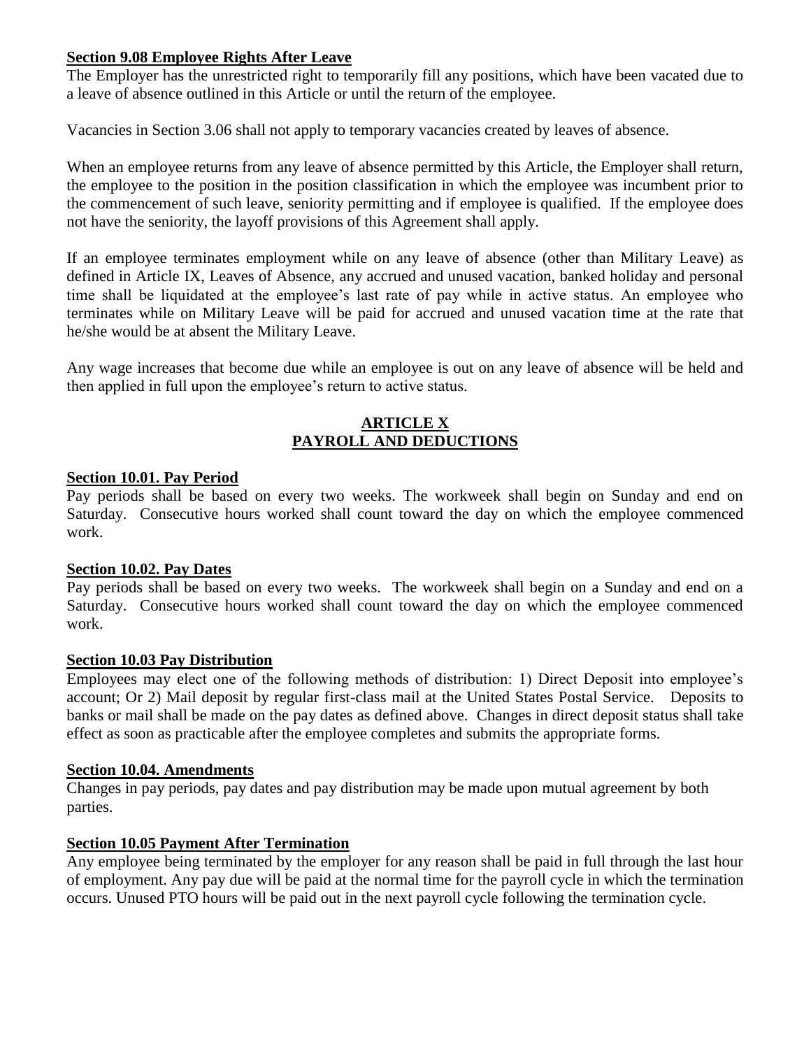**Section 9.08 Employee Rights After Leave**

The Employer has the unrestricted right to temporarily fill any positions, which have been vacated due to a leave of absence outlined in this Article or until the return of the employee.

Vacancies in Section 3.06 shall not apply to temporary vacancies created by leaves of absence.

When an employee returns from any leave of absence permitted by this Article, the Employer shall return, the employee to the position in the position classification in which the employee was incumbent prior to the commencement of such leave, seniority permitting and if employee is qualified. If the employee does not have the seniority, the layoff provisions of this Agreement shall apply.

If an employee terminates employment while on any leave of absence (other than Military Leave) as defined in Article IX, Leaves of Absence, any accrued and unused vacation, banked holiday and personal time shall be liquidated at the employee's last rate of pay while in active status. An employee who terminates while on Military Leave will be paid for accrued and unused vacation time at the rate that he/she would be at absent the Military Leave.

Any wage increases that become due while an employee is out on any leave of absence will be held and then applied in full upon the employee's return to active status.

## ARTICLE X
## PAYROLL AND DEDUCTIONS

**Section 10.01. Pay Period**

Pay periods shall be based on every two weeks. The workweek shall begin on Sunday and end on Saturday. Consecutive hours worked shall count toward the day on which the employee commenced work.

**Section 10.02. Pay Dates**

Pay periods shall be based on every two weeks. The workweek shall begin on a Sunday and end on a Saturday. Consecutive hours worked shall count toward the day on which the employee commenced work.

**Section 10.03 Pay Distribution**

Employees may elect one of the following methods of distribution: 1) Direct Deposit into employee's account; Or 2) Mail deposit by regular first-class mail at the United States Postal Service. Deposits to banks or mail shall be made on the pay dates as defined above. Changes in direct deposit status shall take effect as soon as practicable after the employee completes and submits the appropriate forms.

**Section 10.04. Amendments**

Changes in pay periods, pay dates and pay distribution may be made upon mutual agreement by both parties.

**Section 10.05 Payment After Termination**

Any employee being terminated by the employer for any reason shall be paid in full through the last hour of employment. Any pay due will be paid at the normal time for the payroll cycle in which the termination occurs. Unused PTO hours will be paid out in the next payroll cycle following the termination cycle.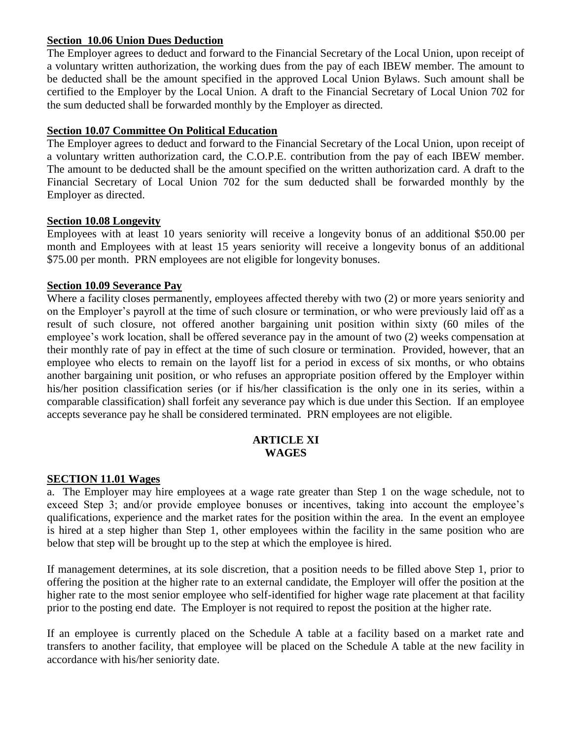**Section 10.06 Union Dues Deduction**

The Employer agrees to deduct and forward to the Financial Secretary of the Local Union, upon receipt of a voluntary written authorization, the working dues from the pay of each IBEW member. The amount to be deducted shall be the amount specified in the approved Local Union Bylaws. Such amount shall be certified to the Employer by the Local Union. A draft to the Financial Secretary of Local Union 702 for the sum deducted shall be forwarded monthly by the Employer as directed.

**Section 10.07 Committee On Political Education**

The Employer agrees to deduct and forward to the Financial Secretary of the Local Union, upon receipt of a voluntary written authorization card, the C.O.P.E. contribution from the pay of each IBEW member. The amount to be deducted shall be the amount specified on the written authorization card. A draft to the Financial Secretary of Local Union 702 for the sum deducted shall be forwarded monthly by the Employer as directed.

**Section 10.08 Longevity**

Employees with at least 10 years seniority will receive a longevity bonus of an additional $50.00 per month and Employees with at least 15 years seniority will receive a longevity bonus of an additional $75.00 per month. PRN employees are not eligible for longevity bonuses.

**Section 10.09 Severance Pay**

Where a facility closes permanently, employees affected thereby with two (2) or more years seniority and on the Employer's payroll at the time of such closure or termination, or who were previously laid off as a result of such closure, not offered another bargaining unit position within sixty (60 miles of the employee's work location, shall be offered severance pay in the amount of two (2) weeks compensation at their monthly rate of pay in effect at the time of such closure or termination. Provided, however, that an employee who elects to remain on the layoff list for a period in excess of six months, or who obtains another bargaining unit position, or who refuses an appropriate position offered by the Employer within his/her position classification series (or if his/her classification is the only one in its series, within a comparable classification) shall forfeit any severance pay which is due under this Section. If an employee accepts severance pay he shall be considered terminated. PRN employees are not eligible.

## ARTICLE XI
## WAGES

**SECTION 11.01 Wages**

a. The Employer may hire employees at a wage rate greater than Step 1 on the wage schedule, not to exceed Step 3; and/or provide employee bonuses or incentives, taking into account the employee's qualifications, experience and the market rates for the position within the area. In the event an employee is hired at a step higher than Step 1, other employees within the facility in the same position who are below that step will be brought up to the step at which the employee is hired.

If management determines, at its sole discretion, that a position needs to be filled above Step 1, prior to offering the position at the higher rate to an external candidate, the Employer will offer the position at the higher rate to the most senior employee who self-identified for higher wage rate placement at that facility prior to the posting end date. The Employer is not required to repost the position at the higher rate.

If an employee is currently placed on the Schedule A table at a facility based on a market rate and transfers to another facility, that employee will be placed on the Schedule A table at the new facility in accordance with his/her seniority date.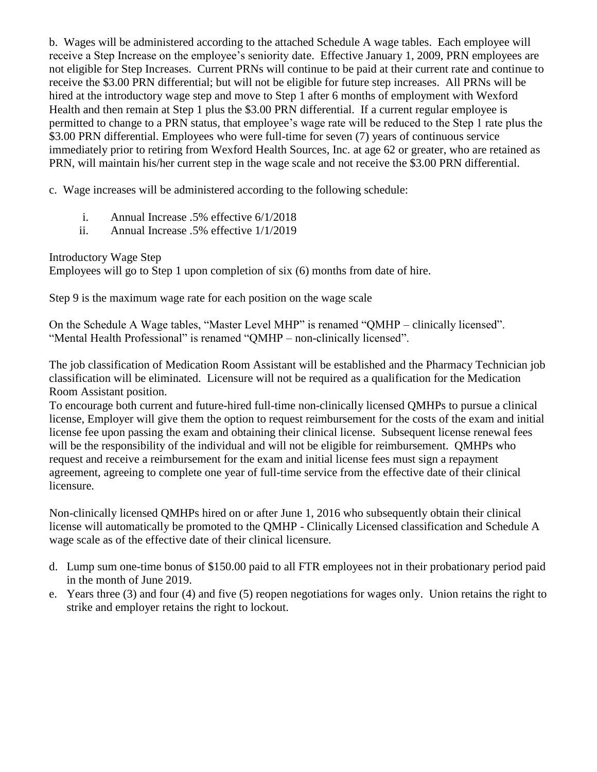b. Wages will be administered according to the attached Schedule A wage tables. Each employee will receive a Step Increase on the employee's seniority date. Effective January 1, 2009, PRN employees are not eligible for Step Increases. Current PRNs will continue to be paid at their current rate and continue to receive the $3.00 PRN differential; but will not be eligible for future step increases. All PRNs will be hired at the introductory wage step and move to Step 1 after 6 months of employment with Wexford Health and then remain at Step 1 plus the $3.00 PRN differential. If a current regular employee is permitted to change to a PRN status, that employee's wage rate will be reduced to the Step 1 rate plus the $3.00 PRN differential. Employees who were full-time for seven (7) years of continuous service immediately prior to retiring from Wexford Health Sources, Inc. at age 62 or greater, who are retained as PRN, will maintain his/her current step in the wage scale and not receive the $3.00 PRN differential.

c. Wage increases will be administered according to the following schedule:

i. Annual Increase .5% effective 6/1/2018
ii. Annual Increase .5% effective 1/1/2019

Introductory Wage Step
Employees will go to Step 1 upon completion of six (6) months from date of hire.

Step 9 is the maximum wage rate for each position on the wage scale

On the Schedule A Wage tables, "Master Level MHP" is renamed "QMHP – clinically licensed". "Mental Health Professional" is renamed "QMHP – non-clinically licensed".

The job classification of Medication Room Assistant will be established and the Pharmacy Technician job classification will be eliminated. Licensure will not be required as a qualification for the Medication Room Assistant position.
To encourage both current and future-hired full-time non-clinically licensed QMHPs to pursue a clinical license, Employer will give them the option to request reimbursement for the costs of the exam and initial license fee upon passing the exam and obtaining their clinical license. Subsequent license renewal fees will be the responsibility of the individual and will not be eligible for reimbursement. QMHPs who request and receive a reimbursement for the exam and initial license fees must sign a repayment agreement, agreeing to complete one year of full-time service from the effective date of their clinical licensure.

Non-clinically licensed QMHPs hired on or after June 1, 2016 who subsequently obtain their clinical license will automatically be promoted to the QMHP - Clinically Licensed classification and Schedule A wage scale as of the effective date of their clinical licensure.

d. Lump sum one-time bonus of $150.00 paid to all FTR employees not in their probationary period paid in the month of June 2019.
e. Years three (3) and four (4) and five (5) reopen negotiations for wages only. Union retains the right to strike and employer retains the right to lockout.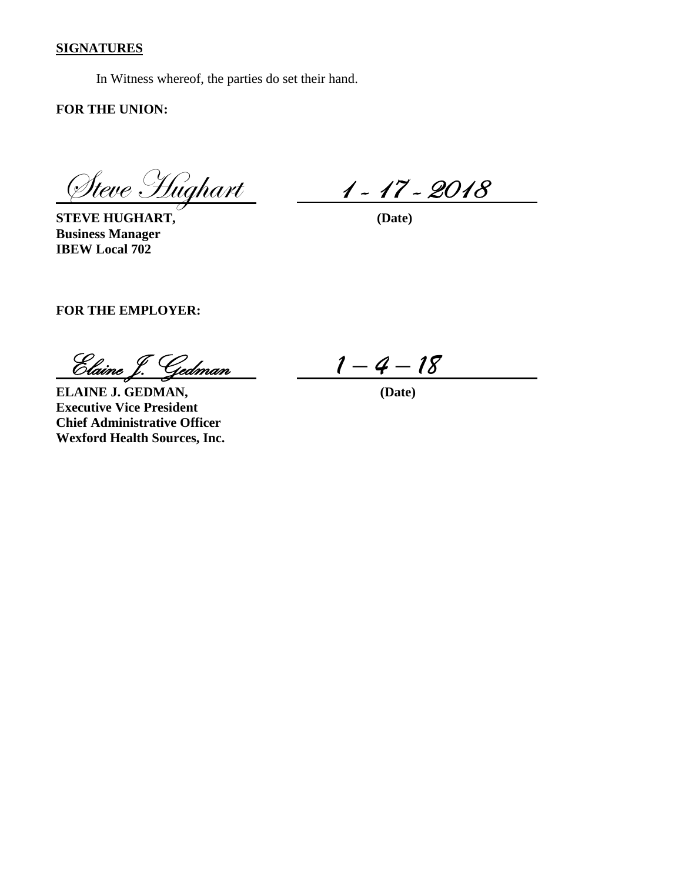**SIGNATURES**

In Witness whereof, the parties do set their hand.

**FOR THE UNION:**

Steve Hughart — 1 - 17 - 2018

**STEVE HUGHART,** **(Date)**
**Business Manager**
**IBEW Local 702**

**FOR THE EMPLOYER:**

Elaine J. Gedman — 1 – 4 – 18

**ELAINE J. GEDMAN,** **(Date)**
**Executive Vice President**
**Chief Administrative Officer**
**Wexford Health Sources, Inc.**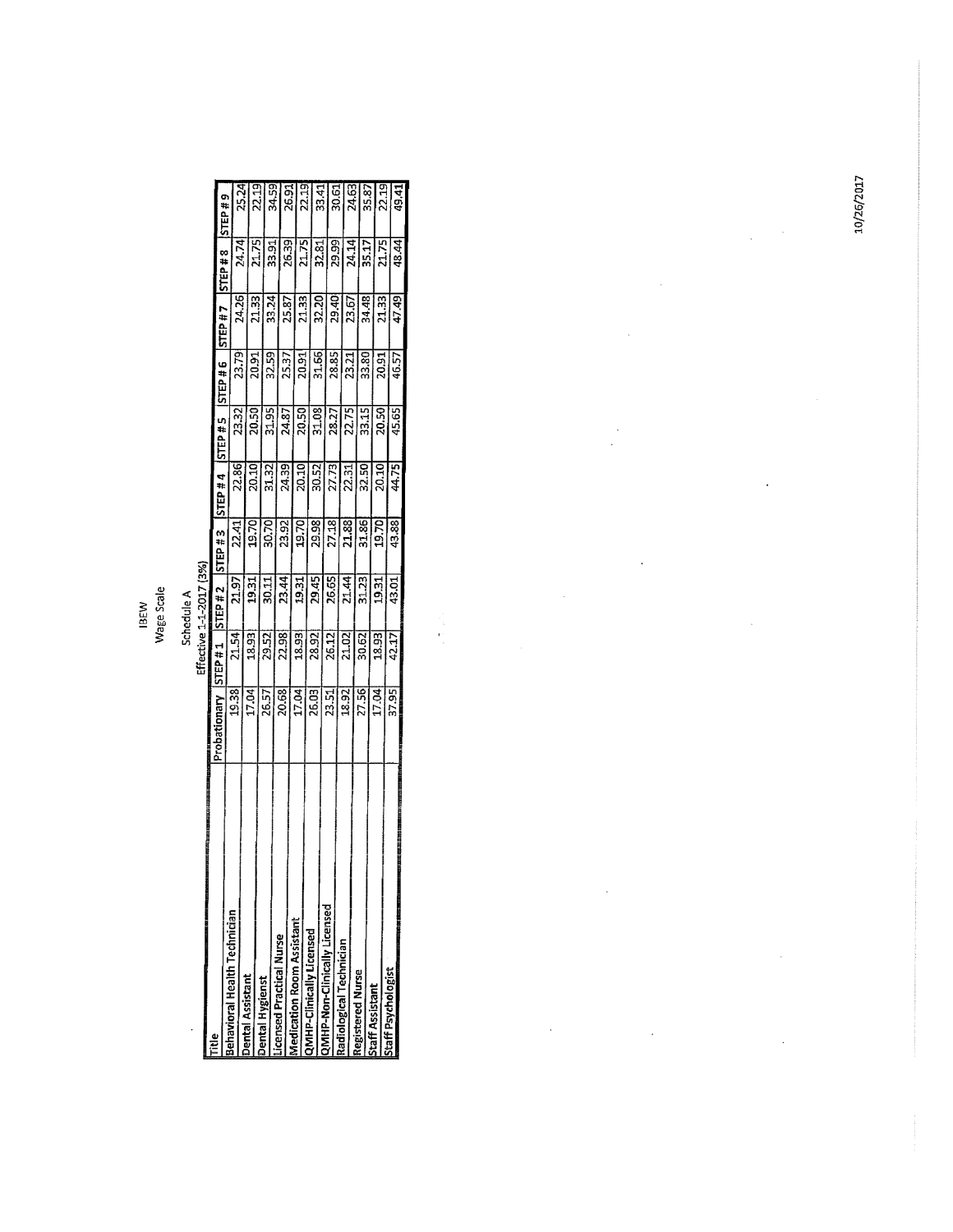IBEW

Wage Scale

Schedule A

Effective 1-1-2017 (3%)

| Title | Probationary | STEP # 1 | STEP # 2 | STEP # 3 | STEP # 4 | STEP # 5 | STEP # 6 | STEP # 7 | STEP # 8 | STEP # 9 |
|---|---|---|---|---|---|---|---|---|---|---|
| Behavioral Health Technician | 19.38 | 21.54 | 21.97 | 22.41 | 22.86 | 23.32 | 23.79 | 24.26 | 24.74 | 25.24 |
| Dental Assistant | 17.04 | 18.93 | 19.31 | 19.70 | 20.10 | 20.50 | 20.91 | 21.33 | 21.75 | 22.19 |
| Dental Hygienst | 26.57 | 29.52 | 30.11 | 30.70 | 31.32 | 31.95 | 32.59 | 33.24 | 33.91 | 34.59 |
| Licensed Practical Nurse | 20.68 | 22.98 | 23.44 | 23.92 | 24.39 | 24.87 | 25.37 | 25.87 | 26.39 | 26.91 |
| Medication Room Assistant | 17.04 | 18.93 | 19.31 | 19.70 | 20.10 | 20.50 | 20.91 | 21.33 | 21.75 | 22.19 |
| QMHP-Clinically Licensed | 26.03 | 28.92 | 29.45 | 29.98 | 30.52 | 31.08 | 31.66 | 32.20 | 32.81 | 33.41 |
| QMHP-Non-Clinically Licensed | 23.51 | 26.12 | 26.65 | 27.18 | 27.73 | 28.27 | 28.85 | 29.40 | 29.99 | 30.61 |
| Radiological Technician | 18.92 | 21.02 | 21.44 | 21.88 | 22.31 | 22.75 | 23.21 | 23.67 | 24.14 | 24.63 |
| Registered Nurse | 27.56 | 30.62 | 31.23 | 31.86 | 32.50 | 33.15 | 33.80 | 34.48 | 35.17 | 35.87 |
| Staff Assistant | 17.04 | 18.93 | 19.31 | 19.70 | 20.10 | 20.50 | 20.91 | 21.33 | 21.75 | 22.19 |
| Staff Psychologist | 37.95 | 42.17 | 43.01 | 43.88 | 44.75 | 45.65 | 46.57 | 47.49 | 48.44 | 49.41 |

10/26/2017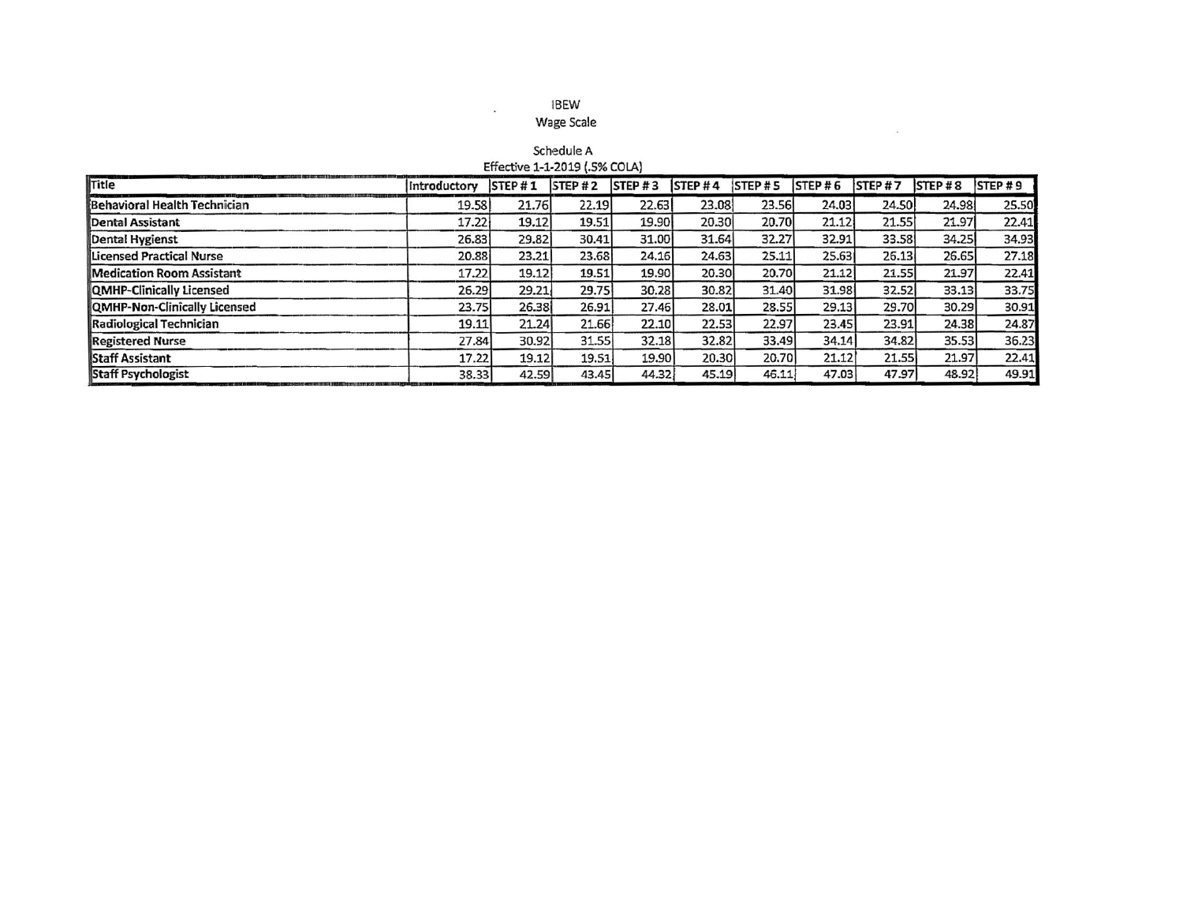IBEW
Wage Scale

Schedule A
Effective 1-1-2019 (.5% COLA)

| Title | Introductory | STEP # 1 | STEP # 2 | STEP # 3 | STEP # 4 | STEP # 5 | STEP # 6 | STEP # 7 | STEP # 8 | STEP # 9 |
|---|---|---|---|---|---|---|---|---|---|---|
| **Behavioral Health Technician** | 19.58 | 21.76 | 22.19 | 22.63 | 23.08 | 23.56 | 24.03 | 24.50 | 24.98 | 25.50 |
| **Dental Assistant** | 17.22 | 19.12 | 19.51 | 19.90 | 20.30 | 20.70 | 21.12 | 21.55 | 21.97 | 22.41 |
| **Dental Hygienst** | 26.83 | 29.82 | 30.41 | 31.00 | 31.64 | 32.27 | 32.91 | 33.58 | 34.25 | 34.93 |
| **Licensed Practical Nurse** | 20.88 | 23.21 | 23.68 | 24.16 | 24.63 | 25.11 | 25.63 | 26.13 | 26.65 | 27.18 |
| **Medication Room Assistant** | 17.22 | 19.12 | 19.51 | 19.90 | 20.30 | 20.70 | 21.12 | 21.55 | 21.97 | 22.41 |
| **QMHP-Clinically Licensed** | 26.29 | 29.21 | 29.75 | 30.28 | 30.82 | 31.40 | 31.98 | 32.52 | 33.13 | 33.75 |
| **QMHP-Non-Clinically Licensed** | 23.75 | 26.38 | 26.91 | 27.46 | 28.01 | 28.55 | 29.13 | 29.70 | 30.29 | 30.91 |
| **Radiological Technician** | 19.11 | 21.24 | 21.66 | 22.10 | 22.53 | 22.97 | 23.45 | 23.91 | 24.38 | 24.87 |
| **Registered Nurse** | 27.84 | 30.92 | 31.55 | 32.18 | 32.82 | 33.49 | 34.14 | 34.82 | 35.53 | 36.23 |
| **Staff Assistant** | 17.22 | 19.12 | 19.51 | 19.90 | 20.30 | 20.70 | 21.12 | 21.55 | 21.97 | 22.41 |
| **Staff Psychologist** | 38.33 | 42.59 | 43.45 | 44.32 | 45.19 | 46.11 | 47.03 | 47.97 | 48.92 | 49.91 |